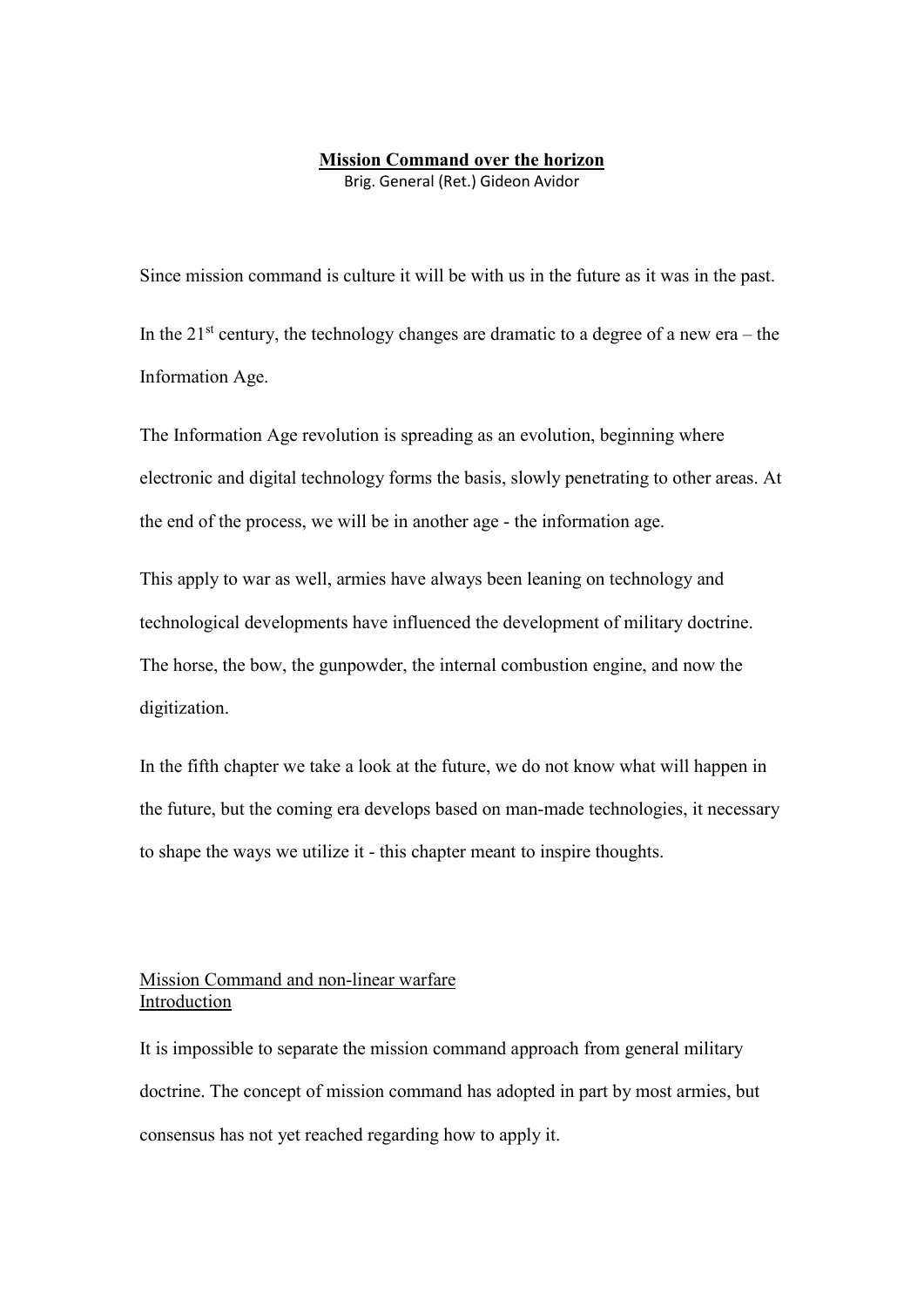# Mission Command over the horizon

Brig. General (Ret.) Gideon Avidor

Since mission command is culture it will be with us in the future as it was in the past.

In the 21st century, the technology changes are dramatic to a degree of a new era – the Information Age.

The Information Age revolution is spreading as an evolution, beginning where electronic and digital technology forms the basis, slowly penetrating to other areas. At the end of the process, we will be in another age - the information age.

This apply to war as well, armies have always been leaning on technology and technological developments have influenced the development of military doctrine. The horse, the bow, the gunpowder, the internal combustion engine, and now the digitization.

In the fifth chapter we take a look at the future, we do not know what will happen in the future, but the coming era develops based on man-made technologies, it necessary to shape the ways we utilize it - this chapter meant to inspire thoughts.

## Mission Command and non-linear warfare

### Introduction

It is impossible to separate the mission command approach from general military doctrine. The concept of mission command has adopted in part by most armies, but consensus has not yet reached regarding how to apply it.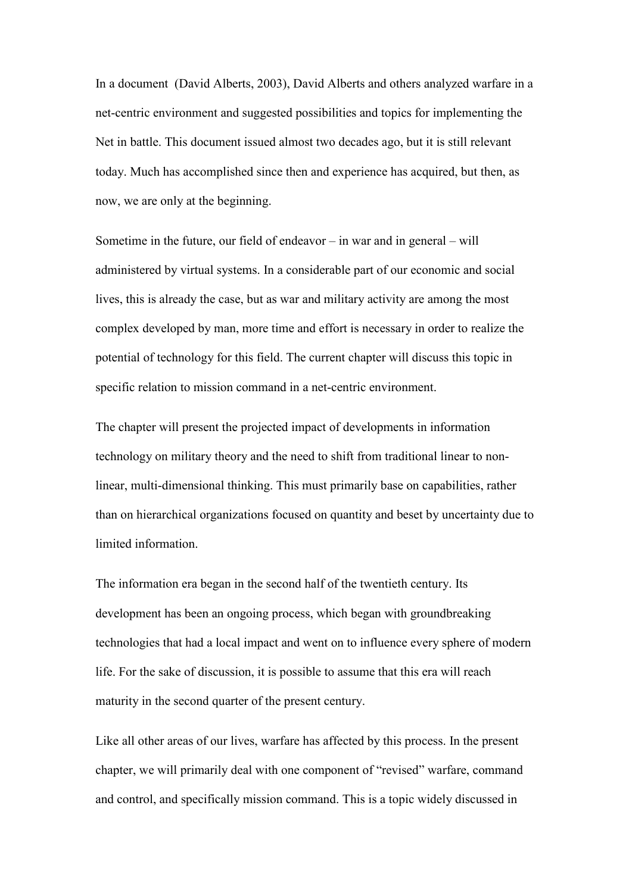In a document (David Alberts, 2003), David Alberts and others analyzed warfare in a net-centric environment and suggested possibilities and topics for implementing the Net in battle. This document issued almost two decades ago, but it is still relevant today. Much has accomplished since then and experience has acquired, but then, as now, we are only at the beginning.

Sometime in the future, our field of endeavor – in war and in general – will administered by virtual systems. In a considerable part of our economic and social lives, this is already the case, but as war and military activity are among the most complex developed by man, more time and effort is necessary in order to realize the potential of technology for this field. The current chapter will discuss this topic in specific relation to mission command in a net-centric environment.

The chapter will present the projected impact of developments in information technology on military theory and the need to shift from traditional linear to non-linear, multi-dimensional thinking. This must primarily base on capabilities, rather than on hierarchical organizations focused on quantity and beset by uncertainty due to limited information.

The information era began in the second half of the twentieth century. Its development has been an ongoing process, which began with groundbreaking technologies that had a local impact and went on to influence every sphere of modern life. For the sake of discussion, it is possible to assume that this era will reach maturity in the second quarter of the present century.

Like all other areas of our lives, warfare has affected by this process. In the present chapter, we will primarily deal with one component of "revised" warfare, command and control, and specifically mission command. This is a topic widely discussed in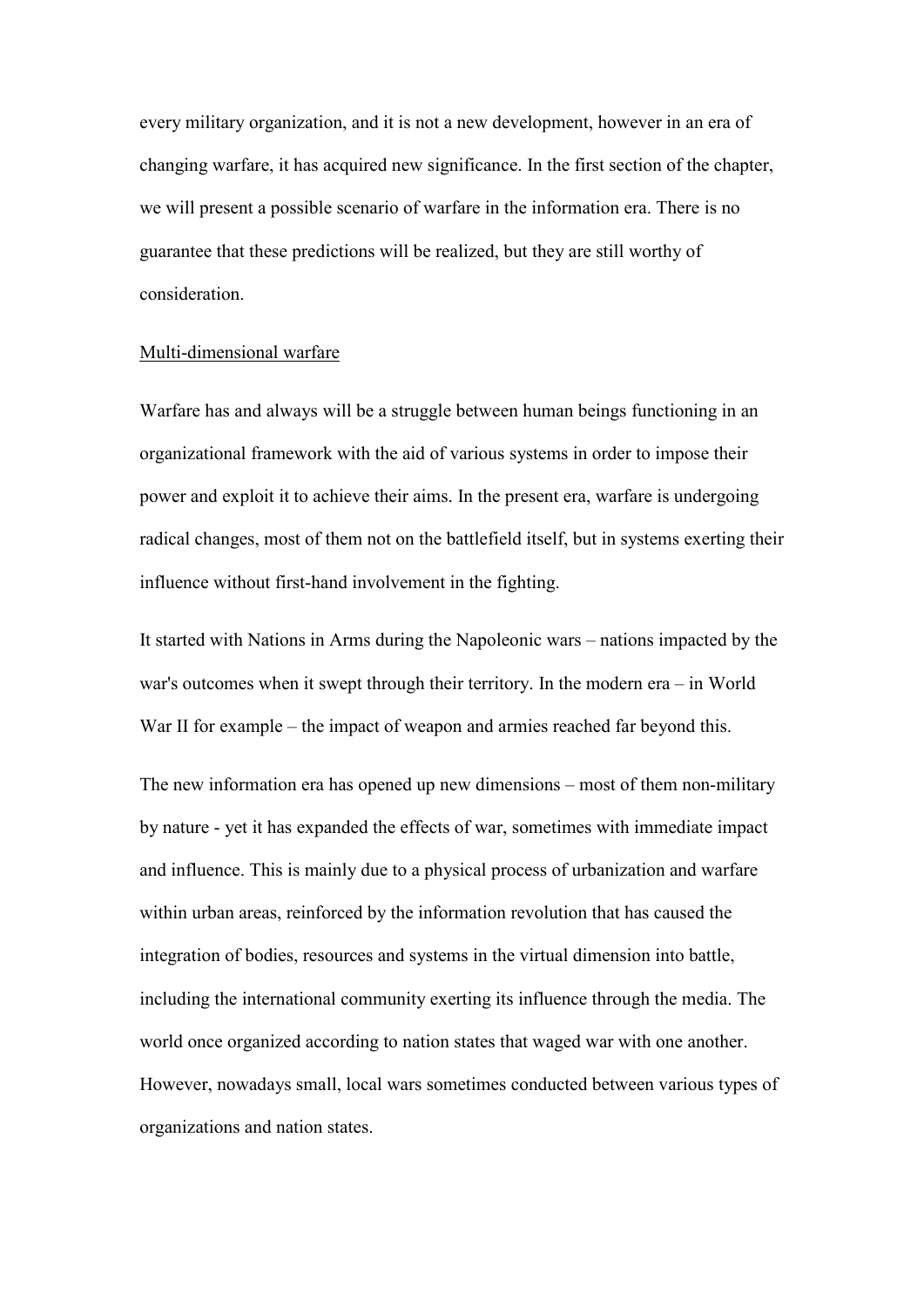every military organization, and it is not a new development, however in an era of changing warfare, it has acquired new significance. In the first section of the chapter, we will present a possible scenario of warfare in the information era. There is no guarantee that these predictions will be realized, but they are still worthy of consideration.

## Multi-dimensional warfare

Warfare has and always will be a struggle between human beings functioning in an organizational framework with the aid of various systems in order to impose their power and exploit it to achieve their aims. In the present era, warfare is undergoing radical changes, most of them not on the battlefield itself, but in systems exerting their influence without first-hand involvement in the fighting.

It started with Nations in Arms during the Napoleonic wars – nations impacted by the war's outcomes when it swept through their territory. In the modern era – in World War II for example – the impact of weapon and armies reached far beyond this.

The new information era has opened up new dimensions – most of them non-military by nature - yet it has expanded the effects of war, sometimes with immediate impact and influence. This is mainly due to a physical process of urbanization and warfare within urban areas, reinforced by the information revolution that has caused the integration of bodies, resources and systems in the virtual dimension into battle, including the international community exerting its influence through the media. The world once organized according to nation states that waged war with one another. However, nowadays small, local wars sometimes conducted between various types of organizations and nation states.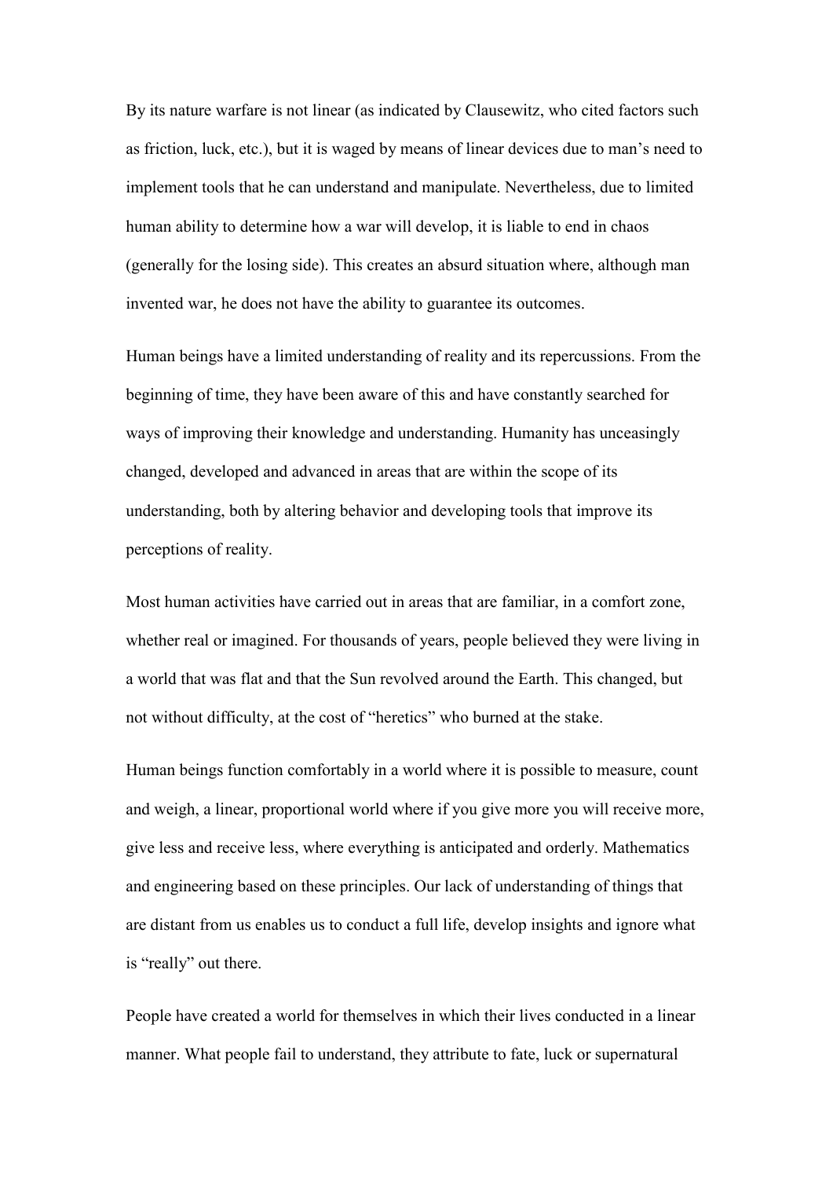By its nature warfare is not linear (as indicated by Clausewitz, who cited factors such as friction, luck, etc.), but it is waged by means of linear devices due to man's need to implement tools that he can understand and manipulate. Nevertheless, due to limited human ability to determine how a war will develop, it is liable to end in chaos (generally for the losing side). This creates an absurd situation where, although man invented war, he does not have the ability to guarantee its outcomes.

Human beings have a limited understanding of reality and its repercussions. From the beginning of time, they have been aware of this and have constantly searched for ways of improving their knowledge and understanding. Humanity has unceasingly changed, developed and advanced in areas that are within the scope of its understanding, both by altering behavior and developing tools that improve its perceptions of reality.

Most human activities have carried out in areas that are familiar, in a comfort zone, whether real or imagined. For thousands of years, people believed they were living in a world that was flat and that the Sun revolved around the Earth. This changed, but not without difficulty, at the cost of "heretics" who burned at the stake.

Human beings function comfortably in a world where it is possible to measure, count and weigh, a linear, proportional world where if you give more you will receive more, give less and receive less, where everything is anticipated and orderly. Mathematics and engineering based on these principles. Our lack of understanding of things that are distant from us enables us to conduct a full life, develop insights and ignore what is "really" out there.

People have created a world for themselves in which their lives conducted in a linear manner. What people fail to understand, they attribute to fate, luck or supernatural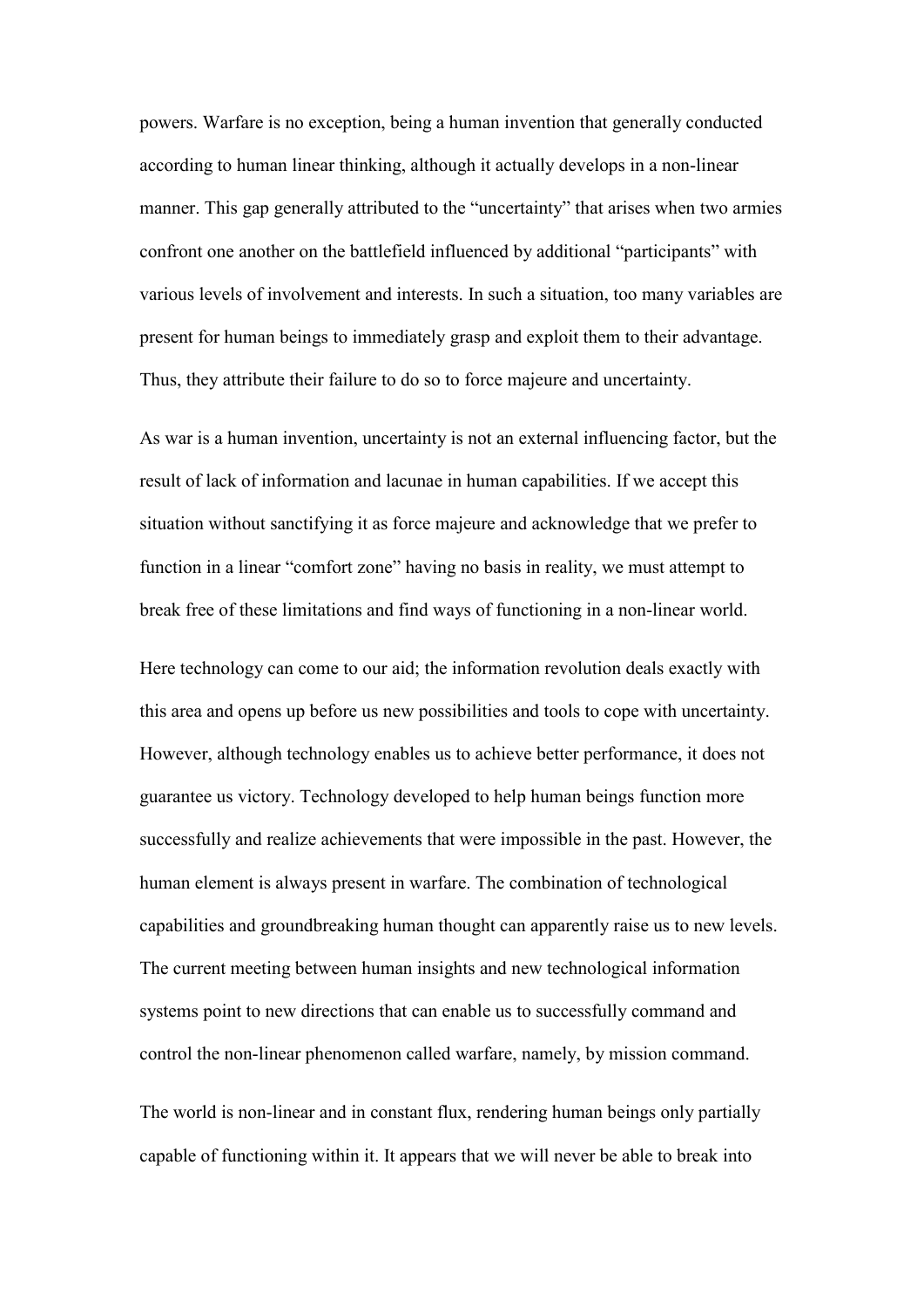powers. Warfare is no exception, being a human invention that generally conducted according to human linear thinking, although it actually develops in a non-linear manner. This gap generally attributed to the "uncertainty" that arises when two armies confront one another on the battlefield influenced by additional "participants" with various levels of involvement and interests. In such a situation, too many variables are present for human beings to immediately grasp and exploit them to their advantage. Thus, they attribute their failure to do so to force majeure and uncertainty.

As war is a human invention, uncertainty is not an external influencing factor, but the result of lack of information and lacunae in human capabilities. If we accept this situation without sanctifying it as force majeure and acknowledge that we prefer to function in a linear "comfort zone" having no basis in reality, we must attempt to break free of these limitations and find ways of functioning in a non-linear world.

Here technology can come to our aid; the information revolution deals exactly with this area and opens up before us new possibilities and tools to cope with uncertainty. However, although technology enables us to achieve better performance, it does not guarantee us victory. Technology developed to help human beings function more successfully and realize achievements that were impossible in the past. However, the human element is always present in warfare. The combination of technological capabilities and groundbreaking human thought can apparently raise us to new levels. The current meeting between human insights and new technological information systems point to new directions that can enable us to successfully command and control the non-linear phenomenon called warfare, namely, by mission command.

The world is non-linear and in constant flux, rendering human beings only partially capable of functioning within it. It appears that we will never be able to break into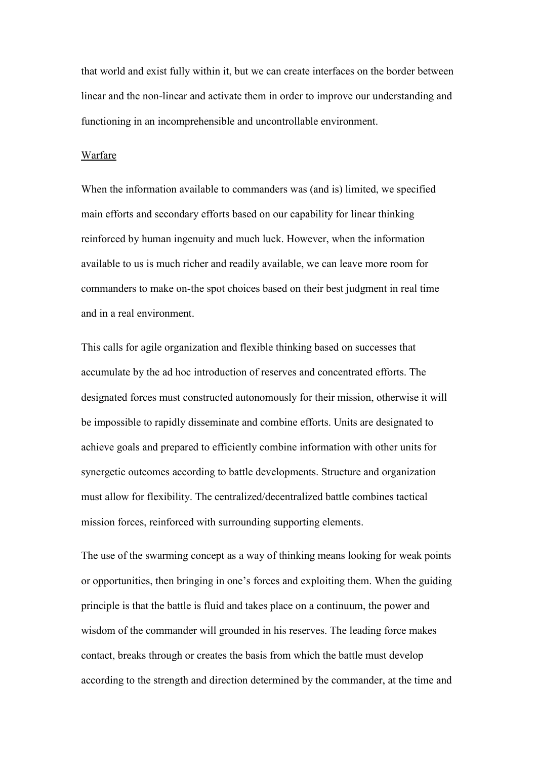that world and exist fully within it, but we can create interfaces on the border between linear and the non-linear and activate them in order to improve our understanding and functioning in an incomprehensible and uncontrollable environment.

Warfare

When the information available to commanders was (and is) limited, we specified main efforts and secondary efforts based on our capability for linear thinking reinforced by human ingenuity and much luck. However, when the information available to us is much richer and readily available, we can leave more room for commanders to make on-the spot choices based on their best judgment in real time and in a real environment.

This calls for agile organization and flexible thinking based on successes that accumulate by the ad hoc introduction of reserves and concentrated efforts. The designated forces must constructed autonomously for their mission, otherwise it will be impossible to rapidly disseminate and combine efforts. Units are designated to achieve goals and prepared to efficiently combine information with other units for synergetic outcomes according to battle developments. Structure and organization must allow for flexibility. The centralized/decentralized battle combines tactical mission forces, reinforced with surrounding supporting elements.

The use of the swarming concept as a way of thinking means looking for weak points or opportunities, then bringing in one's forces and exploiting them. When the guiding principle is that the battle is fluid and takes place on a continuum, the power and wisdom of the commander will grounded in his reserves. The leading force makes contact, breaks through or creates the basis from which the battle must develop according to the strength and direction determined by the commander, at the time and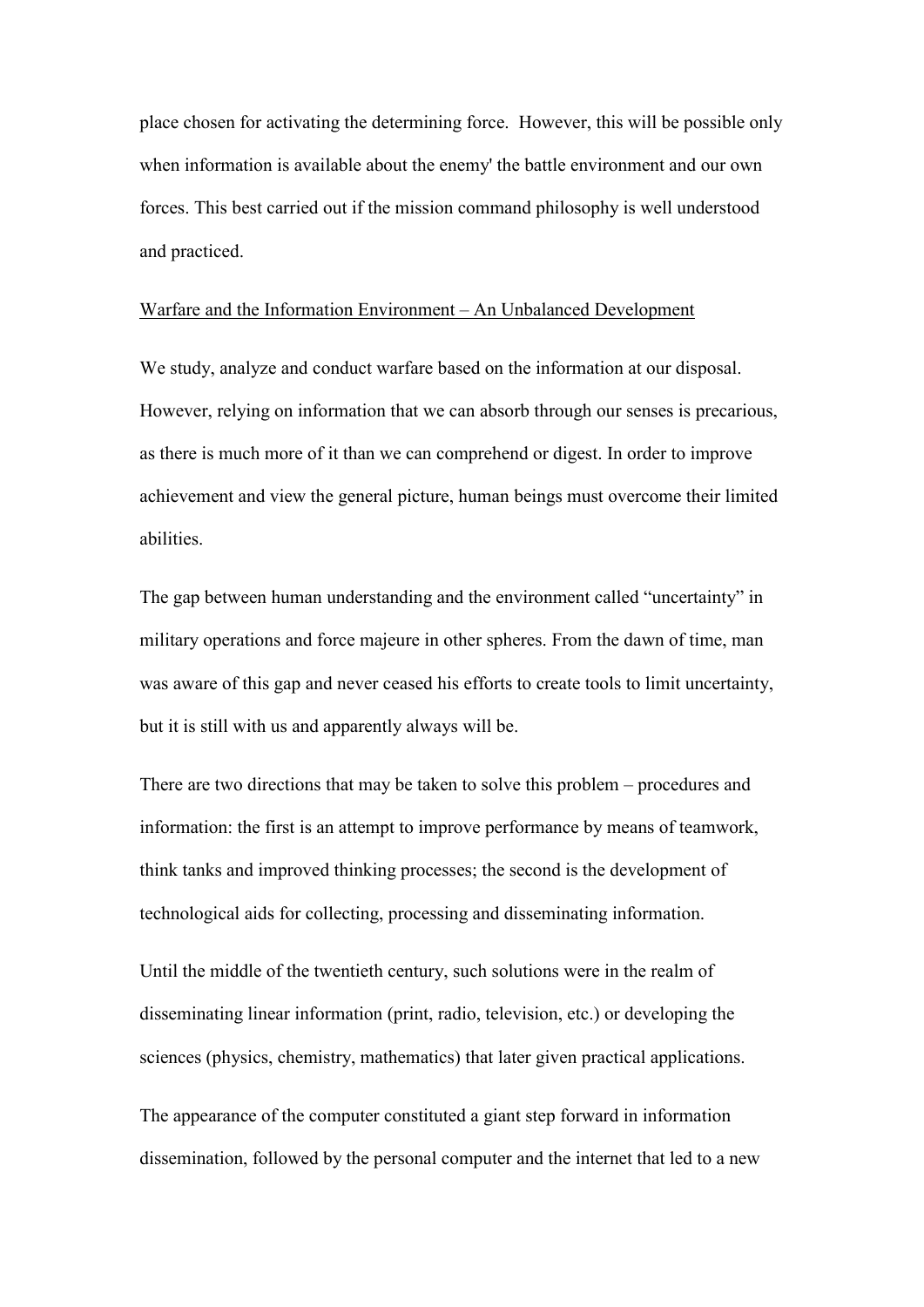place chosen for activating the determining force. However, this will be possible only when information is available about the enemy' the battle environment and our own forces. This best carried out if the mission command philosophy is well understood and practiced.

## Warfare and the Information Environment – An Unbalanced Development

We study, analyze and conduct warfare based on the information at our disposal. However, relying on information that we can absorb through our senses is precarious, as there is much more of it than we can comprehend or digest. In order to improve achievement and view the general picture, human beings must overcome their limited abilities.

The gap between human understanding and the environment called "uncertainty" in military operations and force majeure in other spheres. From the dawn of time, man was aware of this gap and never ceased his efforts to create tools to limit uncertainty, but it is still with us and apparently always will be.

There are two directions that may be taken to solve this problem – procedures and information: the first is an attempt to improve performance by means of teamwork, think tanks and improved thinking processes; the second is the development of technological aids for collecting, processing and disseminating information.

Until the middle of the twentieth century, such solutions were in the realm of disseminating linear information (print, radio, television, etc.) or developing the sciences (physics, chemistry, mathematics) that later given practical applications.

The appearance of the computer constituted a giant step forward in information dissemination, followed by the personal computer and the internet that led to a new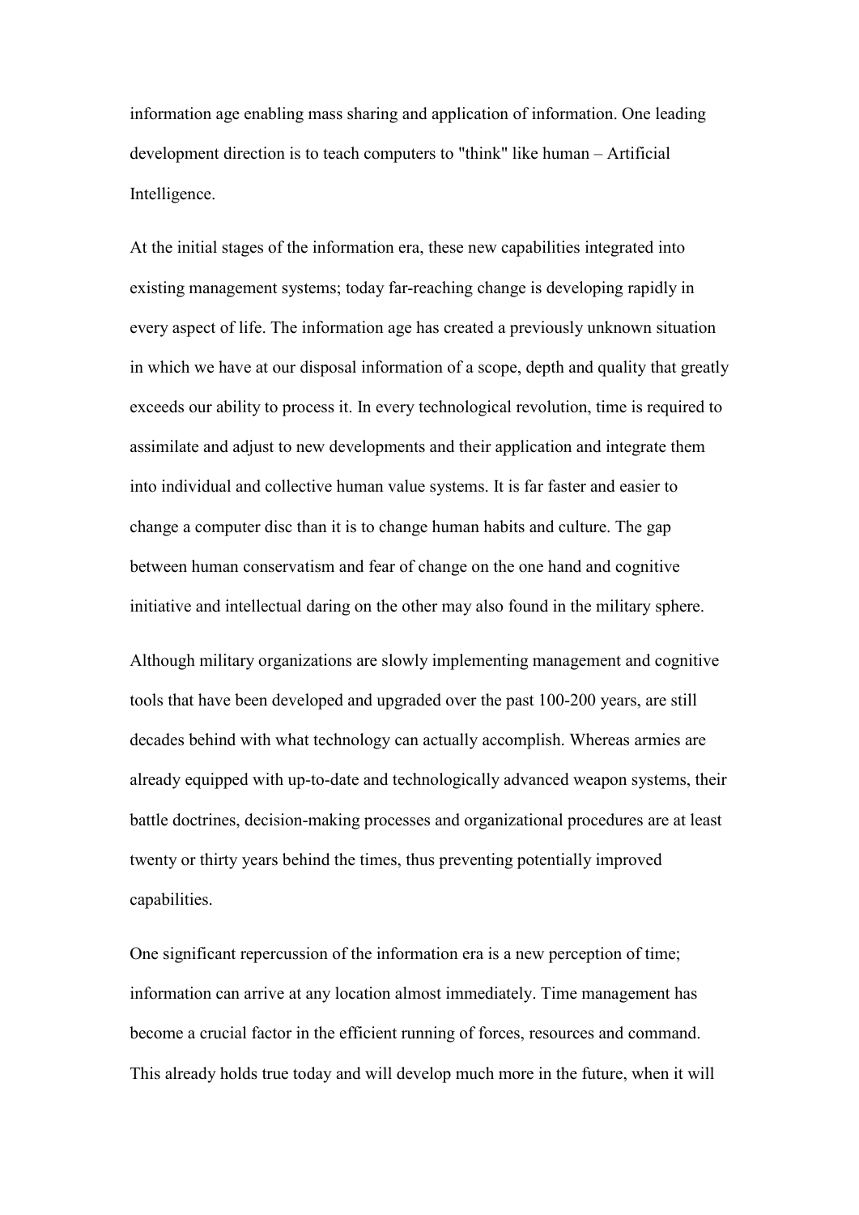information age enabling mass sharing and application of information. One leading development direction is to teach computers to "think" like human – Artificial Intelligence.

At the initial stages of the information era, these new capabilities integrated into existing management systems; today far-reaching change is developing rapidly in every aspect of life. The information age has created a previously unknown situation in which we have at our disposal information of a scope, depth and quality that greatly exceeds our ability to process it. In every technological revolution, time is required to assimilate and adjust to new developments and their application and integrate them into individual and collective human value systems. It is far faster and easier to change a computer disc than it is to change human habits and culture. The gap between human conservatism and fear of change on the one hand and cognitive initiative and intellectual daring on the other may also found in the military sphere.

Although military organizations are slowly implementing management and cognitive tools that have been developed and upgraded over the past 100-200 years, are still decades behind with what technology can actually accomplish. Whereas armies are already equipped with up-to-date and technologically advanced weapon systems, their battle doctrines, decision-making processes and organizational procedures are at least twenty or thirty years behind the times, thus preventing potentially improved capabilities.

One significant repercussion of the information era is a new perception of time; information can arrive at any location almost immediately. Time management has become a crucial factor in the efficient running of forces, resources and command. This already holds true today and will develop much more in the future, when it will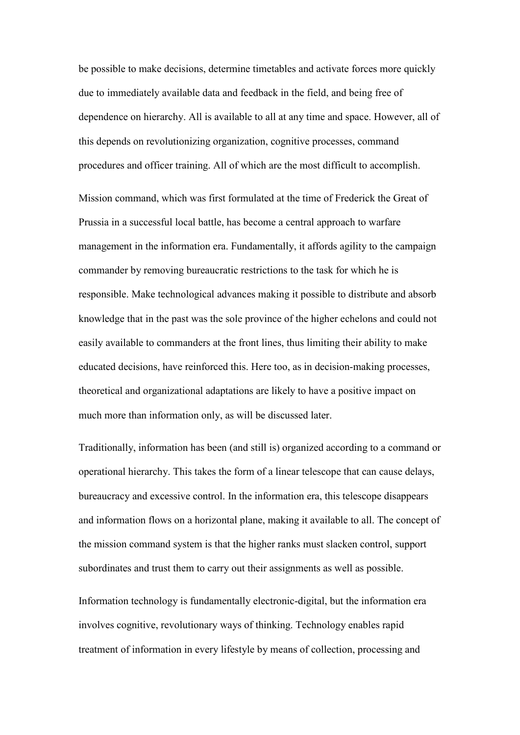be possible to make decisions, determine timetables and activate forces more quickly due to immediately available data and feedback in the field, and being free of dependence on hierarchy. All is available to all at any time and space. However, all of this depends on revolutionizing organization, cognitive processes, command procedures and officer training. All of which are the most difficult to accomplish.

Mission command, which was first formulated at the time of Frederick the Great of Prussia in a successful local battle, has become a central approach to warfare management in the information era. Fundamentally, it affords agility to the campaign commander by removing bureaucratic restrictions to the task for which he is responsible. Make technological advances making it possible to distribute and absorb knowledge that in the past was the sole province of the higher echelons and could not easily available to commanders at the front lines, thus limiting their ability to make educated decisions, have reinforced this. Here too, as in decision-making processes, theoretical and organizational adaptations are likely to have a positive impact on much more than information only, as will be discussed later.

Traditionally, information has been (and still is) organized according to a command or operational hierarchy. This takes the form of a linear telescope that can cause delays, bureaucracy and excessive control. In the information era, this telescope disappears and information flows on a horizontal plane, making it available to all. The concept of the mission command system is that the higher ranks must slacken control, support subordinates and trust them to carry out their assignments as well as possible.

Information technology is fundamentally electronic-digital, but the information era involves cognitive, revolutionary ways of thinking. Technology enables rapid treatment of information in every lifestyle by means of collection, processing and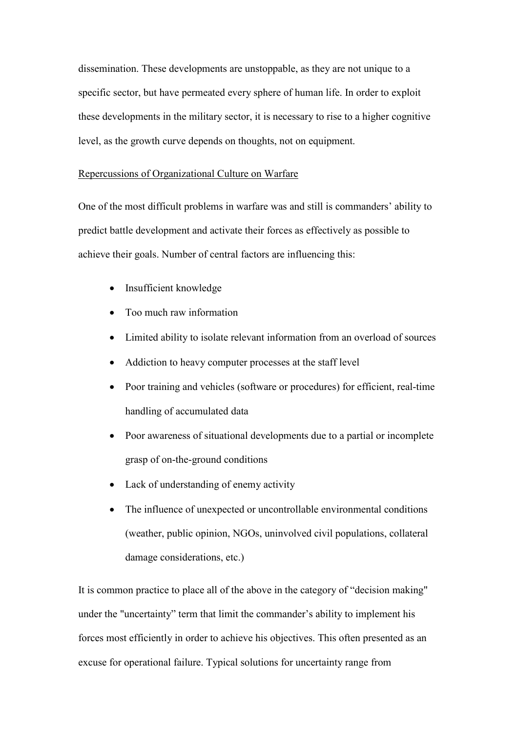dissemination. These developments are unstoppable, as they are not unique to a specific sector, but have permeated every sphere of human life. In order to exploit these developments in the military sector, it is necessary to rise to a higher cognitive level, as the growth curve depends on thoughts, not on equipment.

<u>Repercussions of Organizational Culture on Warfare</u>

One of the most difficult problems in warfare was and still is commanders' ability to predict battle development and activate their forces as effectively as possible to achieve their goals. Number of central factors are influencing this:

- Insufficient knowledge
- Too much raw information
- Limited ability to isolate relevant information from an overload of sources
- Addiction to heavy computer processes at the staff level
- Poor training and vehicles (software or procedures) for efficient, real-time handling of accumulated data
- Poor awareness of situational developments due to a partial or incomplete grasp of on-the-ground conditions
- Lack of understanding of enemy activity
- The influence of unexpected or uncontrollable environmental conditions (weather, public opinion, NGOs, uninvolved civil populations, collateral damage considerations, etc.)

It is common practice to place all of the above in the category of "decision making" under the "uncertainty" term that limit the commander's ability to implement his forces most efficiently in order to achieve his objectives. This often presented as an excuse for operational failure. Typical solutions for uncertainty range from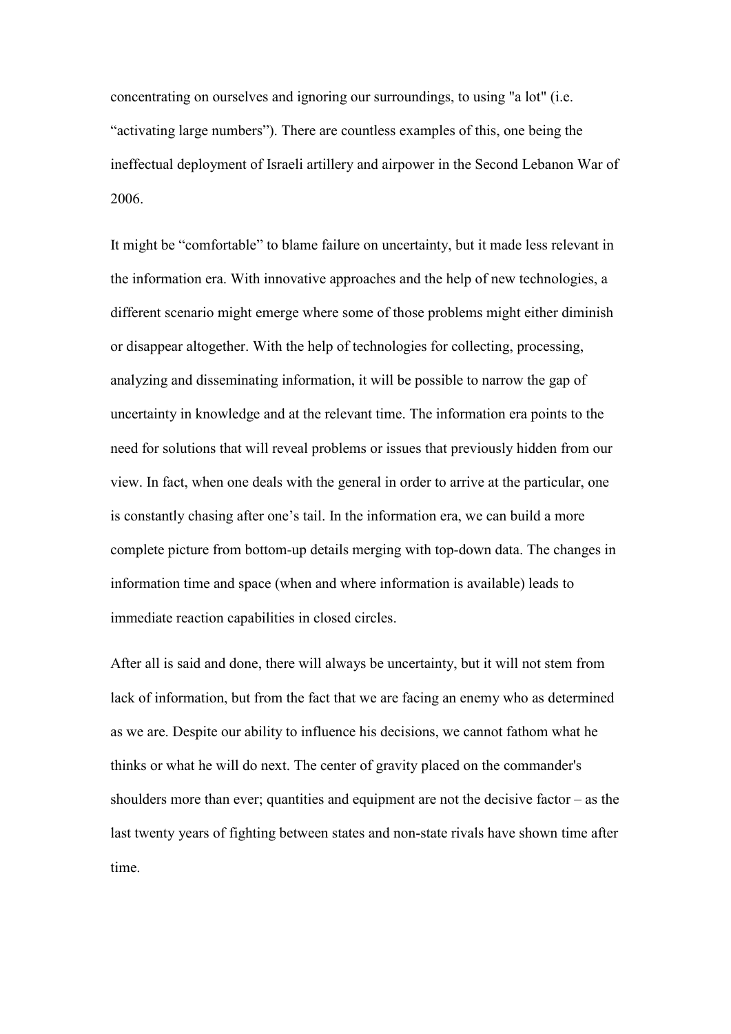concentrating on ourselves and ignoring our surroundings, to using "a lot" (i.e. “activating large numbers”). There are countless examples of this, one being the ineffectual deployment of Israeli artillery and airpower in the Second Lebanon War of 2006.

It might be “comfortable” to blame failure on uncertainty, but it made less relevant in the information era. With innovative approaches and the help of new technologies, a different scenario might emerge where some of those problems might either diminish or disappear altogether. With the help of technologies for collecting, processing, analyzing and disseminating information, it will be possible to narrow the gap of uncertainty in knowledge and at the relevant time. The information era points to the need for solutions that will reveal problems or issues that previously hidden from our view. In fact, when one deals with the general in order to arrive at the particular, one is constantly chasing after one’s tail. In the information era, we can build a more complete picture from bottom-up details merging with top-down data. The changes in information time and space (when and where information is available) leads to immediate reaction capabilities in closed circles.

After all is said and done, there will always be uncertainty, but it will not stem from lack of information, but from the fact that we are facing an enemy who as determined as we are. Despite our ability to influence his decisions, we cannot fathom what he thinks or what he will do next. The center of gravity placed on the commander's shoulders more than ever; quantities and equipment are not the decisive factor – as the last twenty years of fighting between states and non-state rivals have shown time after time.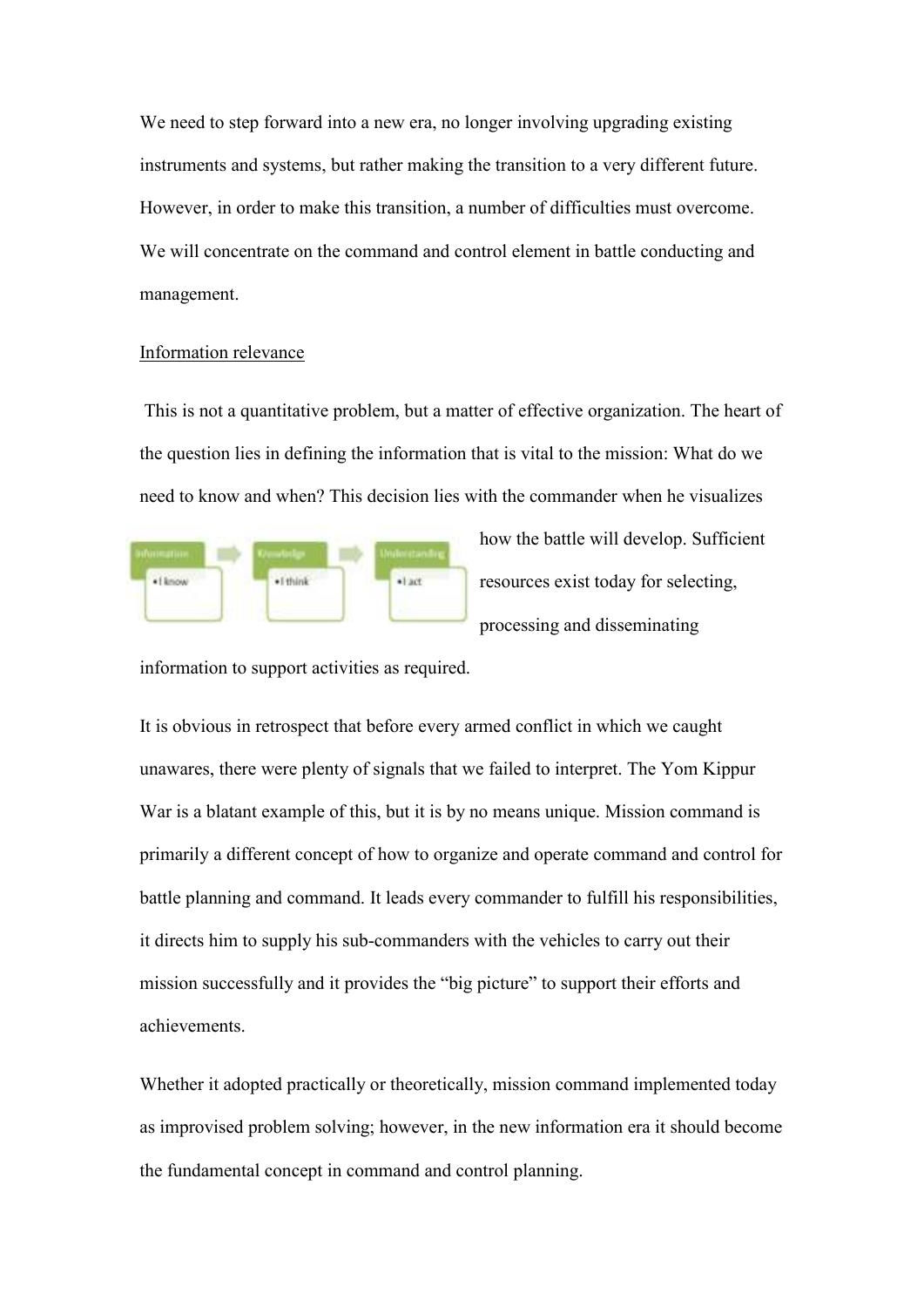We need to step forward into a new era, no longer involving upgrading existing instruments and systems, but rather making the transition to a very different future. However, in order to make this transition, a number of difficulties must overcome. We will concentrate on the command and control element in battle conducting and management.

<u>Information relevance</u>

This is not a quantitative problem, but a matter of effective organization. The heart of the question lies in defining the information that is vital to the mission: What do we need to know and when? This decision lies with the commander when he visualizes how the battle will develop. Sufficient resources exist today for selecting, processing and disseminating information to support activities as required.

It is obvious in retrospect that before every armed conflict in which we caught unawares, there were plenty of signals that we failed to interpret. The Yom Kippur War is a blatant example of this, but it is by no means unique. Mission command is primarily a different concept of how to organize and operate command and control for battle planning and command. It leads every commander to fulfill his responsibilities, it directs him to supply his sub-commanders with the vehicles to carry out their mission successfully and it provides the "big picture" to support their efforts and achievements.

Whether it adopted practically or theoretically, mission command implemented today as improvised problem solving; however, in the new information era it should become the fundamental concept in command and control planning.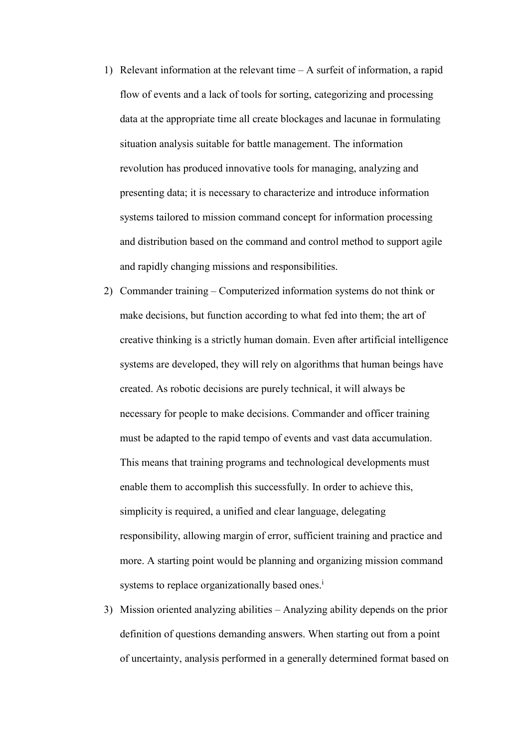1) Relevant information at the relevant time – A surfeit of information, a rapid flow of events and a lack of tools for sorting, categorizing and processing data at the appropriate time all create blockages and lacunae in formulating situation analysis suitable for battle management. The information revolution has produced innovative tools for managing, analyzing and presenting data; it is necessary to characterize and introduce information systems tailored to mission command concept for information processing and distribution based on the command and control method to support agile and rapidly changing missions and responsibilities.
2) Commander training – Computerized information systems do not think or make decisions, but function according to what fed into them; the art of creative thinking is a strictly human domain. Even after artificial intelligence systems are developed, they will rely on algorithms that human beings have created. As robotic decisions are purely technical, it will always be necessary for people to make decisions. Commander and officer training must be adapted to the rapid tempo of events and vast data accumulation. This means that training programs and technological developments must enable them to accomplish this successfully. In order to achieve this, simplicity is required, a unified and clear language, delegating responsibility, allowing margin of error, sufficient training and practice and more. A starting point would be planning and organizing mission command systems to replace organizationally based ones.[i]
3) Mission oriented analyzing abilities – Analyzing ability depends on the prior definition of questions demanding answers. When starting out from a point of uncertainty, analysis performed in a generally determined format based on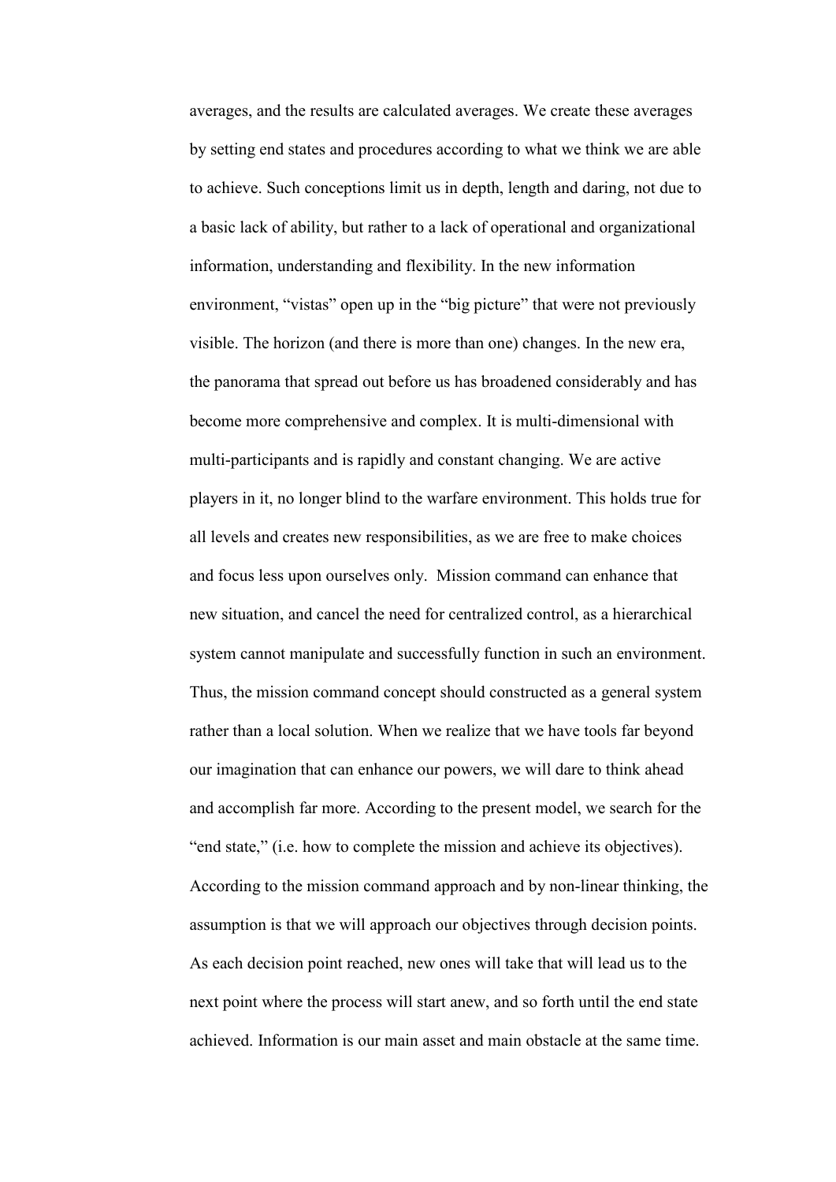averages, and the results are calculated averages. We create these averages by setting end states and procedures according to what we think we are able to achieve. Such conceptions limit us in depth, length and daring, not due to a basic lack of ability, but rather to a lack of operational and organizational information, understanding and flexibility. In the new information environment, "vistas" open up in the "big picture" that were not previously visible. The horizon (and there is more than one) changes. In the new era, the panorama that spread out before us has broadened considerably and has become more comprehensive and complex. It is multi-dimensional with multi-participants and is rapidly and constant changing. We are active players in it, no longer blind to the warfare environment. This holds true for all levels and creates new responsibilities, as we are free to make choices and focus less upon ourselves only. Mission command can enhance that new situation, and cancel the need for centralized control, as a hierarchical system cannot manipulate and successfully function in such an environment. Thus, the mission command concept should constructed as a general system rather than a local solution. When we realize that we have tools far beyond our imagination that can enhance our powers, we will dare to think ahead and accomplish far more. According to the present model, we search for the "end state," (i.e. how to complete the mission and achieve its objectives). According to the mission command approach and by non-linear thinking, the assumption is that we will approach our objectives through decision points. As each decision point reached, new ones will take that will lead us to the next point where the process will start anew, and so forth until the end state achieved. Information is our main asset and main obstacle at the same time.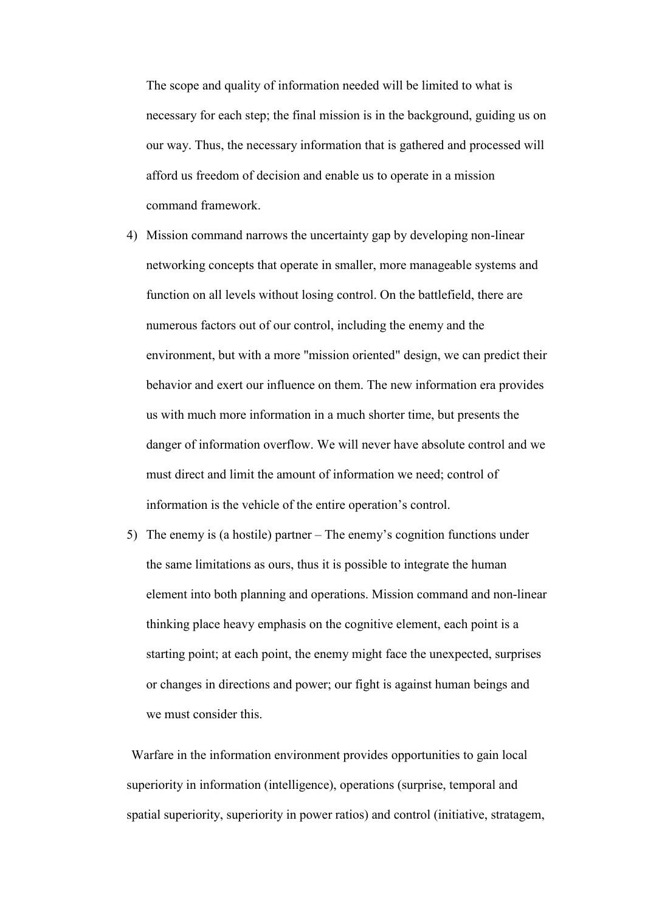The scope and quality of information needed will be limited to what is necessary for each step; the final mission is in the background, guiding us on our way. Thus, the necessary information that is gathered and processed will afford us freedom of decision and enable us to operate in a mission command framework.

4) Mission command narrows the uncertainty gap by developing non-linear networking concepts that operate in smaller, more manageable systems and function on all levels without losing control. On the battlefield, there are numerous factors out of our control, including the enemy and the environment, but with a more "mission oriented" design, we can predict their behavior and exert our influence on them. The new information era provides us with much more information in a much shorter time, but presents the danger of information overflow. We will never have absolute control and we must direct and limit the amount of information we need; control of information is the vehicle of the entire operation's control.
5) The enemy is (a hostile) partner – The enemy's cognition functions under the same limitations as ours, thus it is possible to integrate the human element into both planning and operations. Mission command and non-linear thinking place heavy emphasis on the cognitive element, each point is a starting point; at each point, the enemy might face the unexpected, surprises or changes in directions and power; our fight is against human beings and we must consider this.

Warfare in the information environment provides opportunities to gain local superiority in information (intelligence), operations (surprise, temporal and spatial superiority, superiority in power ratios) and control (initiative, stratagem,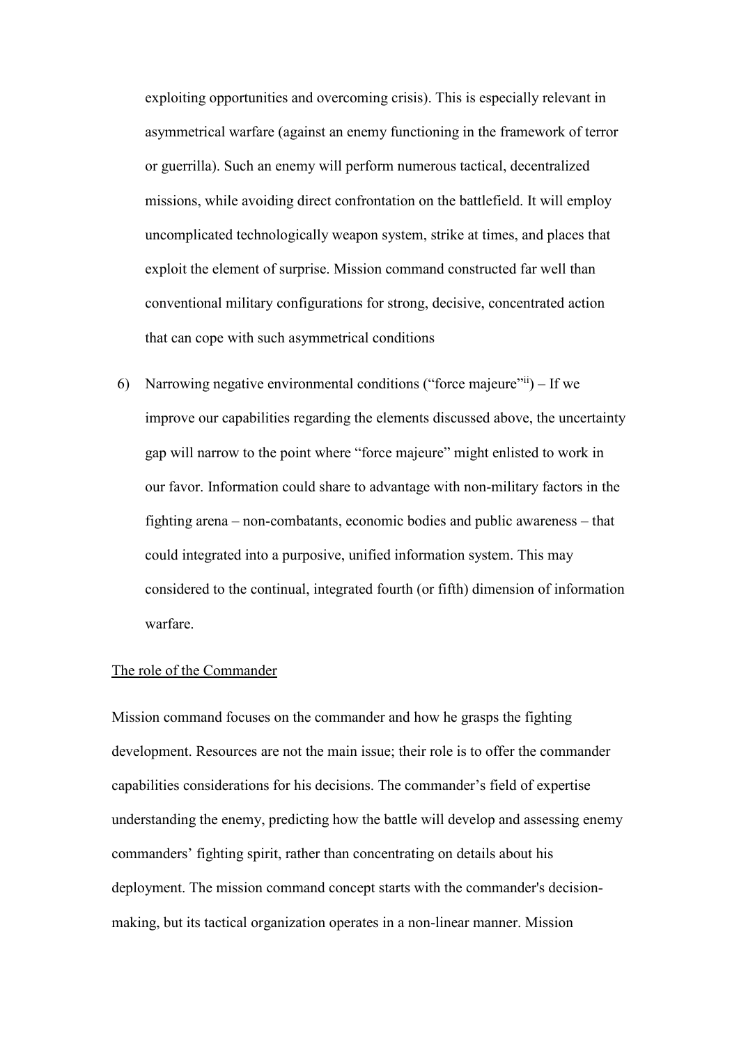exploiting opportunities and overcoming crisis). This is especially relevant in asymmetrical warfare (against an enemy functioning in the framework of terror or guerrilla). Such an enemy will perform numerous tactical, decentralized missions, while avoiding direct confrontation on the battlefield. It will employ uncomplicated technologically weapon system, strike at times, and places that exploit the element of surprise. Mission command constructed far well than conventional military configurations for strong, decisive, concentrated action that can cope with such asymmetrical conditions

6) Narrowing negative environmental conditions ("force majeure"[ii]) – If we improve our capabilities regarding the elements discussed above, the uncertainty gap will narrow to the point where "force majeure" might enlisted to work in our favor. Information could share to advantage with non-military factors in the fighting arena – non-combatants, economic bodies and public awareness – that could integrated into a purposive, unified information system. This may considered to the continual, integrated fourth (or fifth) dimension of information warfare.

## The role of the Commander

Mission command focuses on the commander and how he grasps the fighting development. Resources are not the main issue; their role is to offer the commander capabilities considerations for his decisions. The commander's field of expertise understanding the enemy, predicting how the battle will develop and assessing enemy commanders' fighting spirit, rather than concentrating on details about his deployment. The mission command concept starts with the commander's decision-making, but its tactical organization operates in a non-linear manner. Mission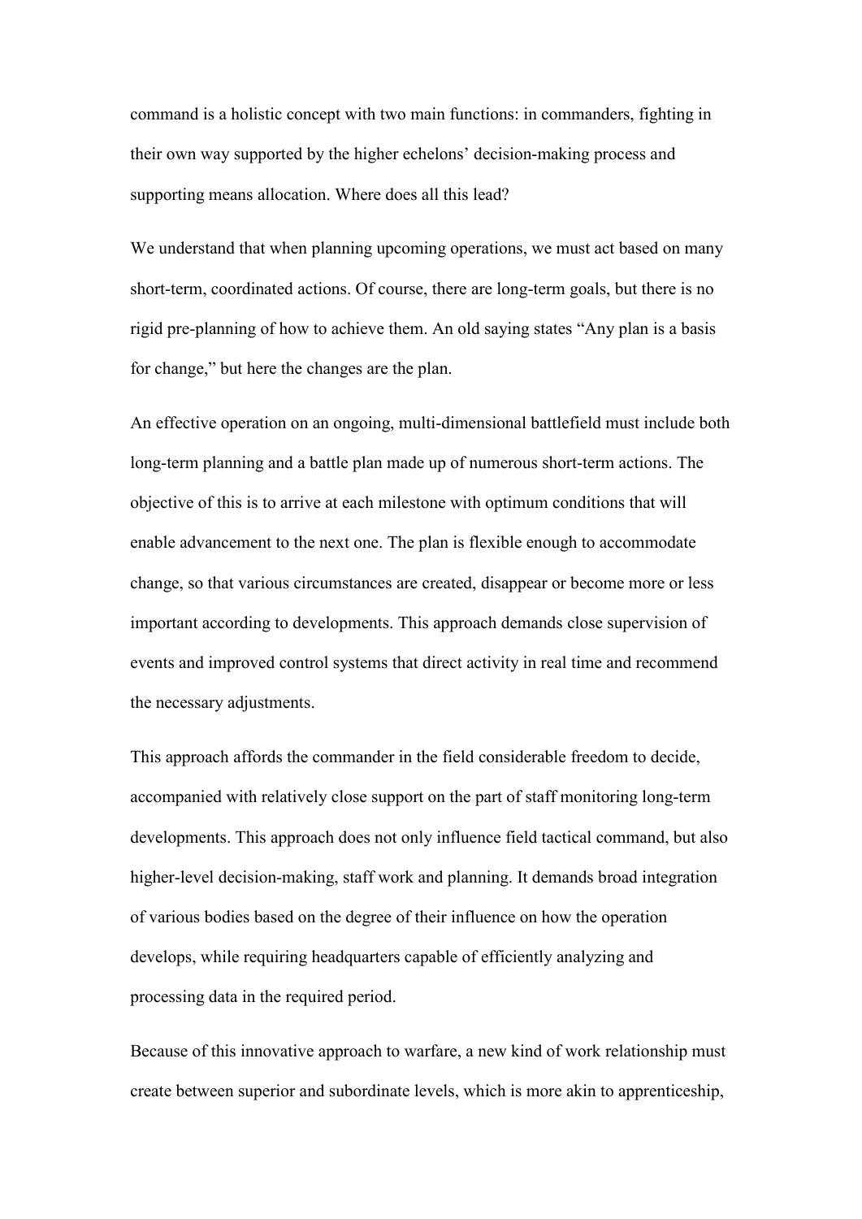command is a holistic concept with two main functions: in commanders, fighting in their own way supported by the higher echelons' decision-making process and supporting means allocation. Where does all this lead?

We understand that when planning upcoming operations, we must act based on many short-term, coordinated actions. Of course, there are long-term goals, but there is no rigid pre-planning of how to achieve them. An old saying states "Any plan is a basis for change," but here the changes are the plan.

An effective operation on an ongoing, multi-dimensional battlefield must include both long-term planning and a battle plan made up of numerous short-term actions. The objective of this is to arrive at each milestone with optimum conditions that will enable advancement to the next one. The plan is flexible enough to accommodate change, so that various circumstances are created, disappear or become more or less important according to developments. This approach demands close supervision of events and improved control systems that direct activity in real time and recommend the necessary adjustments.

This approach affords the commander in the field considerable freedom to decide, accompanied with relatively close support on the part of staff monitoring long-term developments. This approach does not only influence field tactical command, but also higher-level decision-making, staff work and planning. It demands broad integration of various bodies based on the degree of their influence on how the operation develops, while requiring headquarters capable of efficiently analyzing and processing data in the required period.

Because of this innovative approach to warfare, a new kind of work relationship must create between superior and subordinate levels, which is more akin to apprenticeship,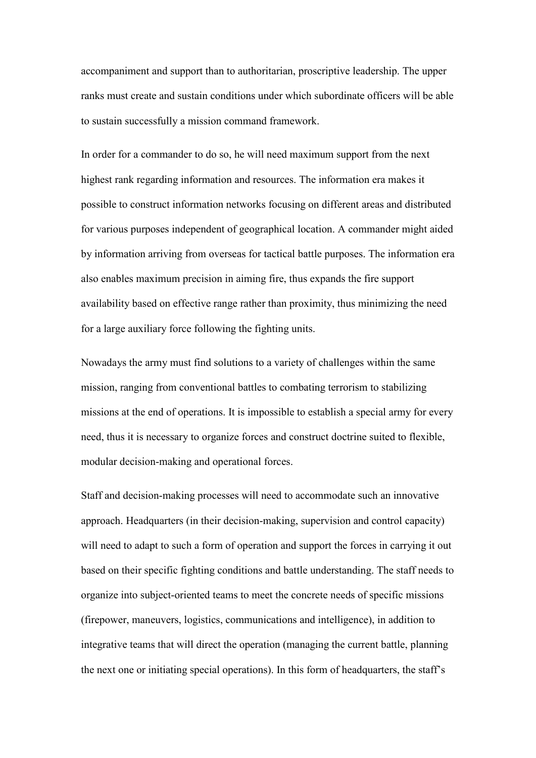accompaniment and support than to authoritarian, proscriptive leadership. The upper ranks must create and sustain conditions under which subordinate officers will be able to sustain successfully a mission command framework.

In order for a commander to do so, he will need maximum support from the next highest rank regarding information and resources. The information era makes it possible to construct information networks focusing on different areas and distributed for various purposes independent of geographical location. A commander might aided by information arriving from overseas for tactical battle purposes. The information era also enables maximum precision in aiming fire, thus expands the fire support availability based on effective range rather than proximity, thus minimizing the need for a large auxiliary force following the fighting units.

Nowadays the army must find solutions to a variety of challenges within the same mission, ranging from conventional battles to combating terrorism to stabilizing missions at the end of operations. It is impossible to establish a special army for every need, thus it is necessary to organize forces and construct doctrine suited to flexible, modular decision-making and operational forces.

Staff and decision-making processes will need to accommodate such an innovative approach. Headquarters (in their decision-making, supervision and control capacity) will need to adapt to such a form of operation and support the forces in carrying it out based on their specific fighting conditions and battle understanding. The staff needs to organize into subject-oriented teams to meet the concrete needs of specific missions (firepower, maneuvers, logistics, communications and intelligence), in addition to integrative teams that will direct the operation (managing the current battle, planning the next one or initiating special operations). In this form of headquarters, the staff's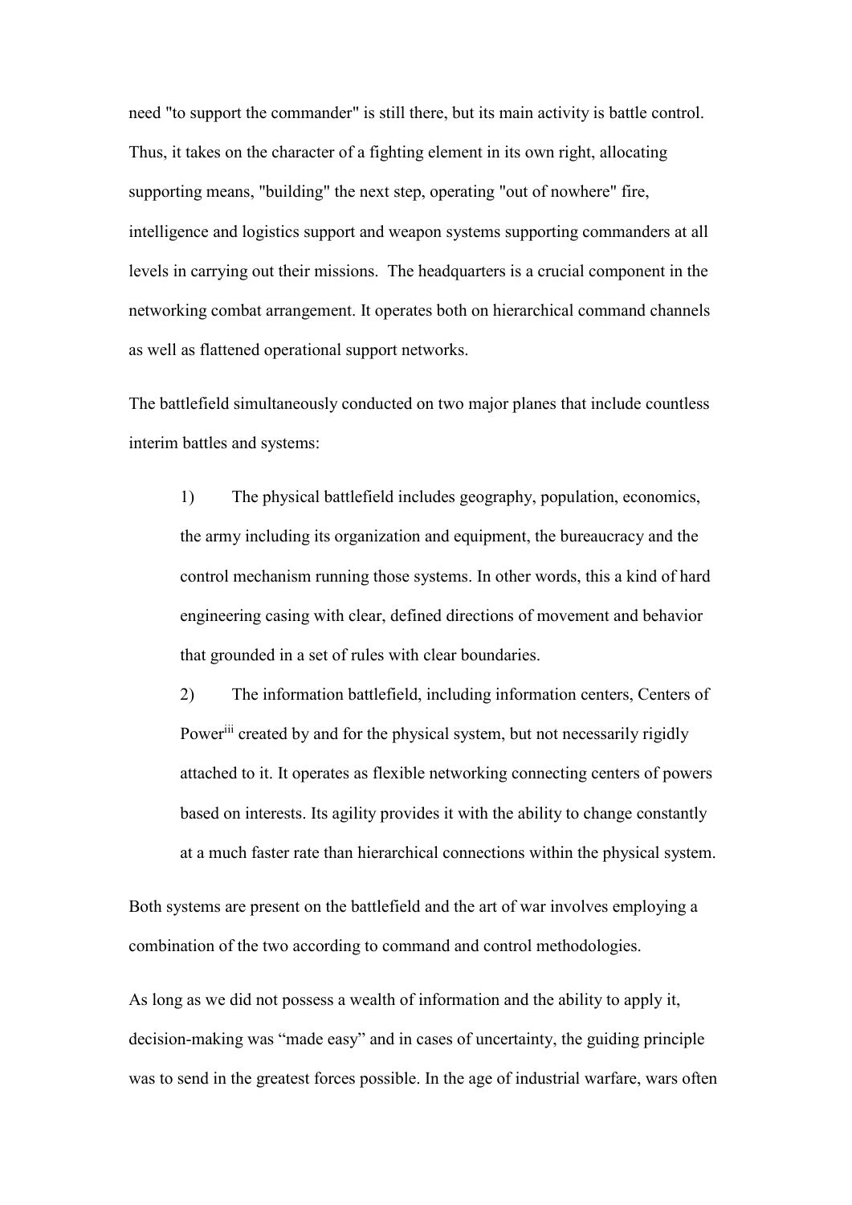need "to support the commander" is still there, but its main activity is battle control. Thus, it takes on the character of a fighting element in its own right, allocating supporting means, "building" the next step, operating "out of nowhere" fire, intelligence and logistics support and weapon systems supporting commanders at all levels in carrying out their missions. The headquarters is a crucial component in the networking combat arrangement. It operates both on hierarchical command channels as well as flattened operational support networks.

The battlefield simultaneously conducted on two major planes that include countless interim battles and systems:

1) The physical battlefield includes geography, population, economics, the army including its organization and equipment, the bureaucracy and the control mechanism running those systems. In other words, this a kind of hard engineering casing with clear, defined directions of movement and behavior that grounded in a set of rules with clear boundaries.

2) The information battlefield, including information centers, Centers of Power[iii] created by and for the physical system, but not necessarily rigidly attached to it. It operates as flexible networking connecting centers of powers based on interests. Its agility provides it with the ability to change constantly at a much faster rate than hierarchical connections within the physical system.

Both systems are present on the battlefield and the art of war involves employing a combination of the two according to command and control methodologies.

As long as we did not possess a wealth of information and the ability to apply it, decision-making was "made easy" and in cases of uncertainty, the guiding principle was to send in the greatest forces possible. In the age of industrial warfare, wars often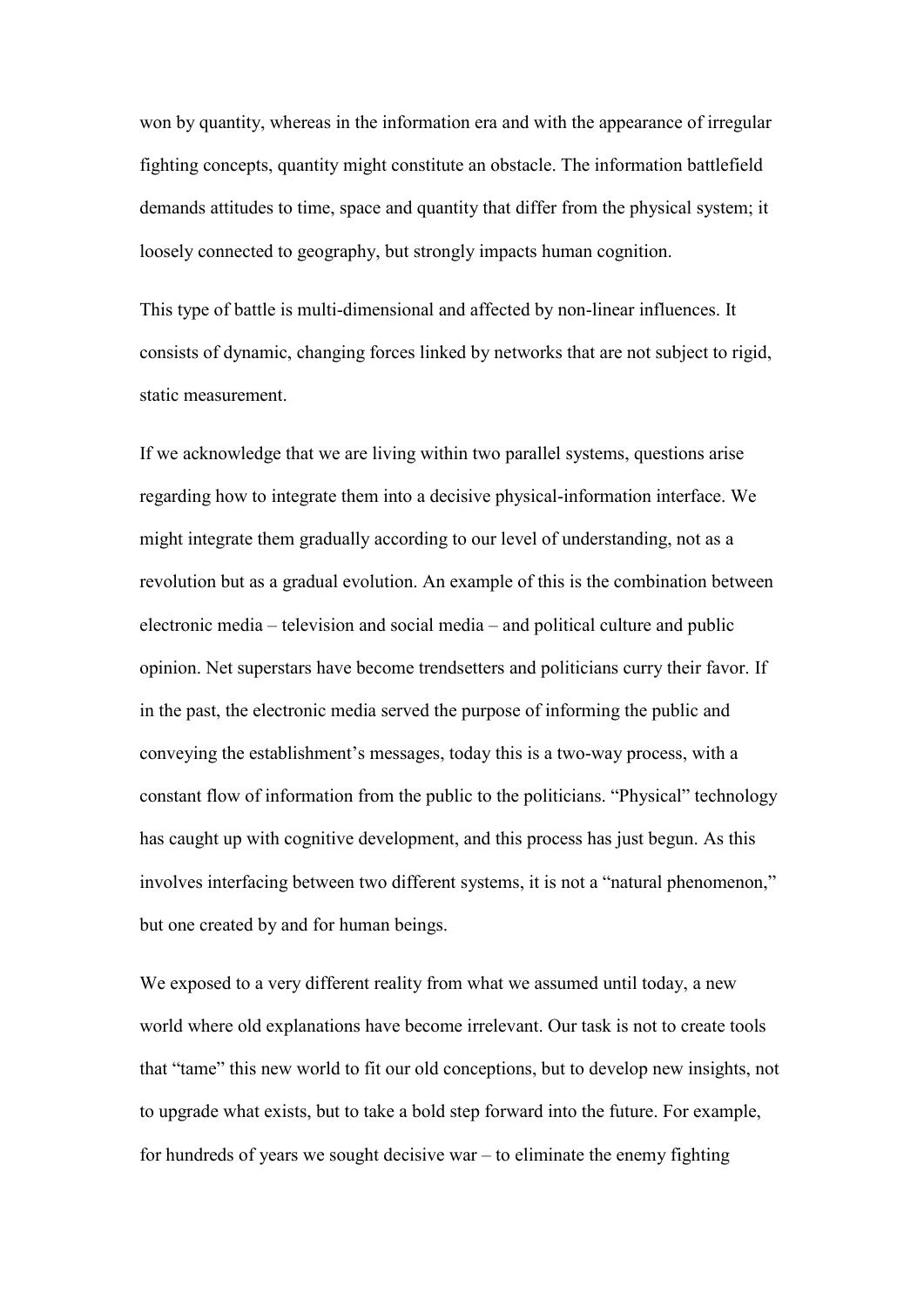won by quantity, whereas in the information era and with the appearance of irregular fighting concepts, quantity might constitute an obstacle. The information battlefield demands attitudes to time, space and quantity that differ from the physical system; it loosely connected to geography, but strongly impacts human cognition.

This type of battle is multi-dimensional and affected by non-linear influences. It consists of dynamic, changing forces linked by networks that are not subject to rigid, static measurement.

If we acknowledge that we are living within two parallel systems, questions arise regarding how to integrate them into a decisive physical-information interface. We might integrate them gradually according to our level of understanding, not as a revolution but as a gradual evolution. An example of this is the combination between electronic media – television and social media – and political culture and public opinion. Net superstars have become trendsetters and politicians curry their favor. If in the past, the electronic media served the purpose of informing the public and conveying the establishment's messages, today this is a two-way process, with a constant flow of information from the public to the politicians. "Physical" technology has caught up with cognitive development, and this process has just begun. As this involves interfacing between two different systems, it is not a "natural phenomenon," but one created by and for human beings.

We exposed to a very different reality from what we assumed until today, a new world where old explanations have become irrelevant. Our task is not to create tools that "tame" this new world to fit our old conceptions, but to develop new insights, not to upgrade what exists, but to take a bold step forward into the future. For example, for hundreds of years we sought decisive war – to eliminate the enemy fighting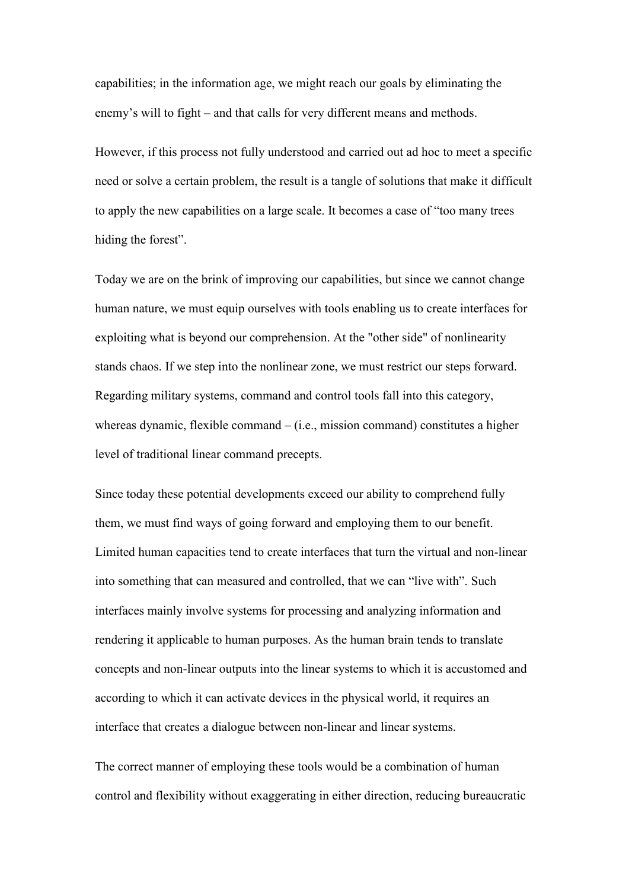capabilities; in the information age, we might reach our goals by eliminating the enemy's will to fight – and that calls for very different means and methods.

However, if this process not fully understood and carried out ad hoc to meet a specific need or solve a certain problem, the result is a tangle of solutions that make it difficult to apply the new capabilities on a large scale. It becomes a case of "too many trees hiding the forest".

Today we are on the brink of improving our capabilities, but since we cannot change human nature, we must equip ourselves with tools enabling us to create interfaces for exploiting what is beyond our comprehension. At the "other side" of nonlinearity stands chaos. If we step into the nonlinear zone, we must restrict our steps forward. Regarding military systems, command and control tools fall into this category, whereas dynamic, flexible command – (i.e., mission command) constitutes a higher level of traditional linear command precepts.

Since today these potential developments exceed our ability to comprehend fully them, we must find ways of going forward and employing them to our benefit. Limited human capacities tend to create interfaces that turn the virtual and non-linear into something that can measured and controlled, that we can "live with". Such interfaces mainly involve systems for processing and analyzing information and rendering it applicable to human purposes. As the human brain tends to translate concepts and non-linear outputs into the linear systems to which it is accustomed and according to which it can activate devices in the physical world, it requires an interface that creates a dialogue between non-linear and linear systems.

The correct manner of employing these tools would be a combination of human control and flexibility without exaggerating in either direction, reducing bureaucratic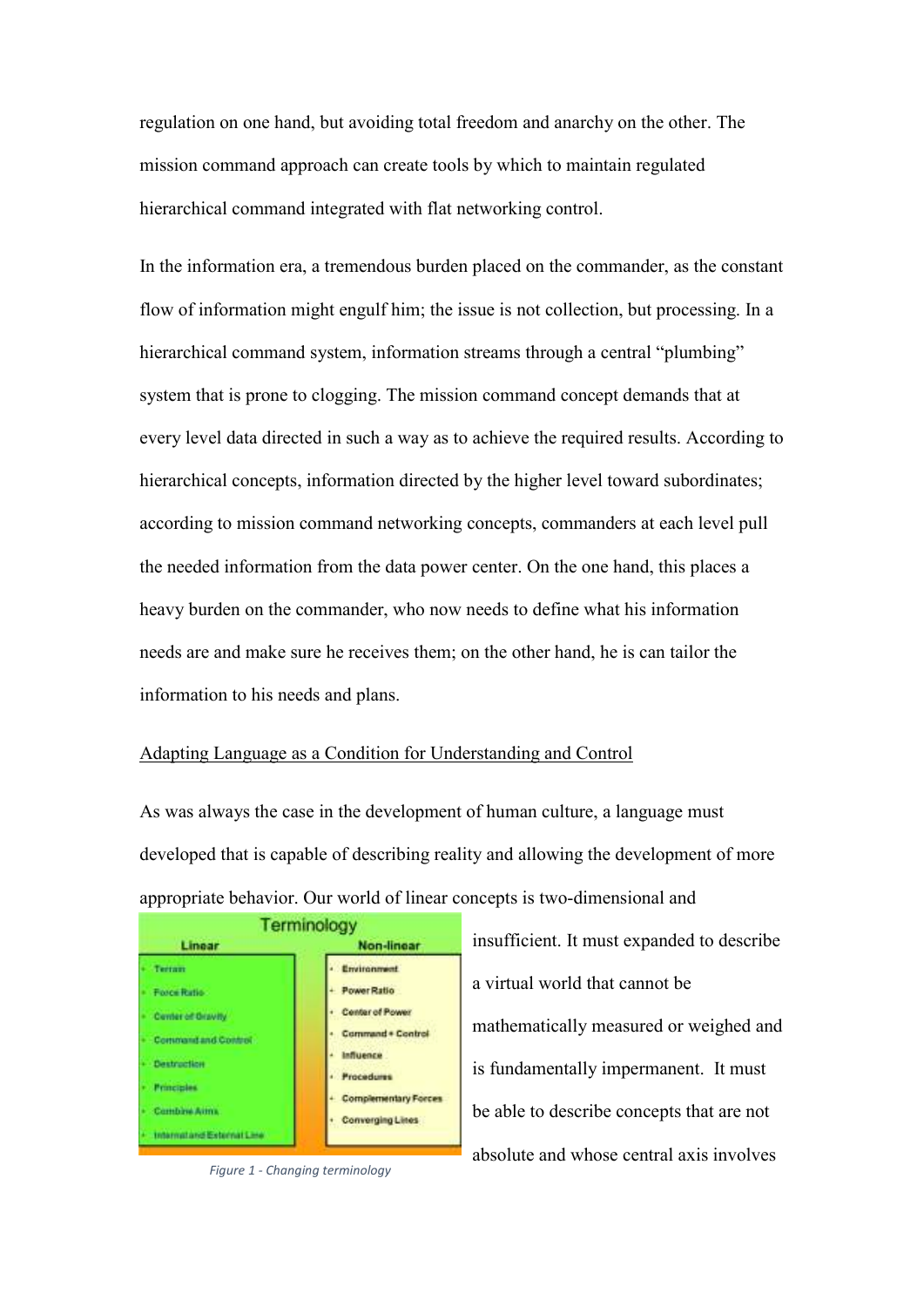regulation on one hand, but avoiding total freedom and anarchy on the other. The mission command approach can create tools by which to maintain regulated hierarchical command integrated with flat networking control.

In the information era, a tremendous burden placed on the commander, as the constant flow of information might engulf him; the issue is not collection, but processing. In a hierarchical command system, information streams through a central "plumbing" system that is prone to clogging. The mission command concept demands that at every level data directed in such a way as to achieve the required results. According to hierarchical concepts, information directed by the higher level toward subordinates; according to mission command networking concepts, commanders at each level pull the needed information from the data power center. On the one hand, this places a heavy burden on the commander, who now needs to define what his information needs are and make sure he receives them; on the other hand, he is can tailor the information to his needs and plans.

<u>Adapting Language as a Condition for Understanding and Control</u>

As was always the case in the development of human culture, a language must developed that is capable of describing reality and allowing the development of more appropriate behavior. Our world of linear concepts is two-dimensional and insufficient. It must expanded to describe a virtual world that cannot be mathematically measured or weighed and is fundamentally impermanent. It must be able to describe concepts that are not absolute and whose central axis involves

**Terminology**

| Linear | Non-linear |
|---|---|
| Terrain | Environment |
| Force Ratio | Power Ratio |
| Center of Gravity | Center of Power |
| Command and Control | Command + Control |
| Destruction | Influence |
| Principles | Procedures |
| Combine Arms | Complementary Forces |
| Internal and External Line | Converging Lines |

*Figure 1 - Changing terminology*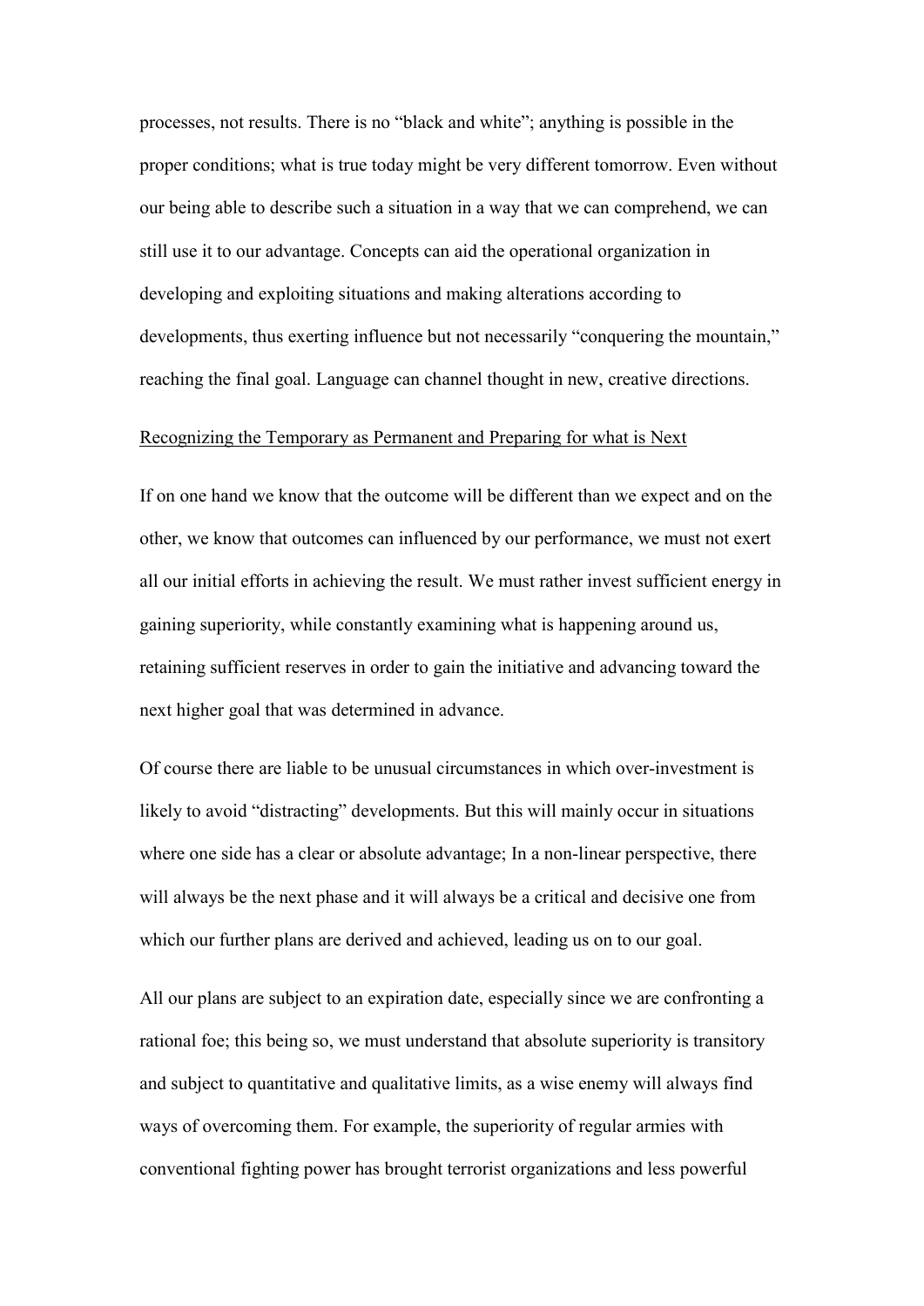processes, not results. There is no "black and white"; anything is possible in the proper conditions; what is true today might be very different tomorrow. Even without our being able to describe such a situation in a way that we can comprehend, we can still use it to our advantage. Concepts can aid the operational organization in developing and exploiting situations and making alterations according to developments, thus exerting influence but not necessarily "conquering the mountain," reaching the final goal. Language can channel thought in new, creative directions.

<u>Recognizing the Temporary as Permanent and Preparing for what is Next</u>

If on one hand we know that the outcome will be different than we expect and on the other, we know that outcomes can influenced by our performance, we must not exert all our initial efforts in achieving the result. We must rather invest sufficient energy in gaining superiority, while constantly examining what is happening around us, retaining sufficient reserves in order to gain the initiative and advancing toward the next higher goal that was determined in advance.

Of course there are liable to be unusual circumstances in which over-investment is likely to avoid "distracting" developments. But this will mainly occur in situations where one side has a clear or absolute advantage; In a non-linear perspective, there will always be the next phase and it will always be a critical and decisive one from which our further plans are derived and achieved, leading us on to our goal.

All our plans are subject to an expiration date, especially since we are confronting a rational foe; this being so, we must understand that absolute superiority is transitory and subject to quantitative and qualitative limits, as a wise enemy will always find ways of overcoming them. For example, the superiority of regular armies with conventional fighting power has brought terrorist organizations and less powerful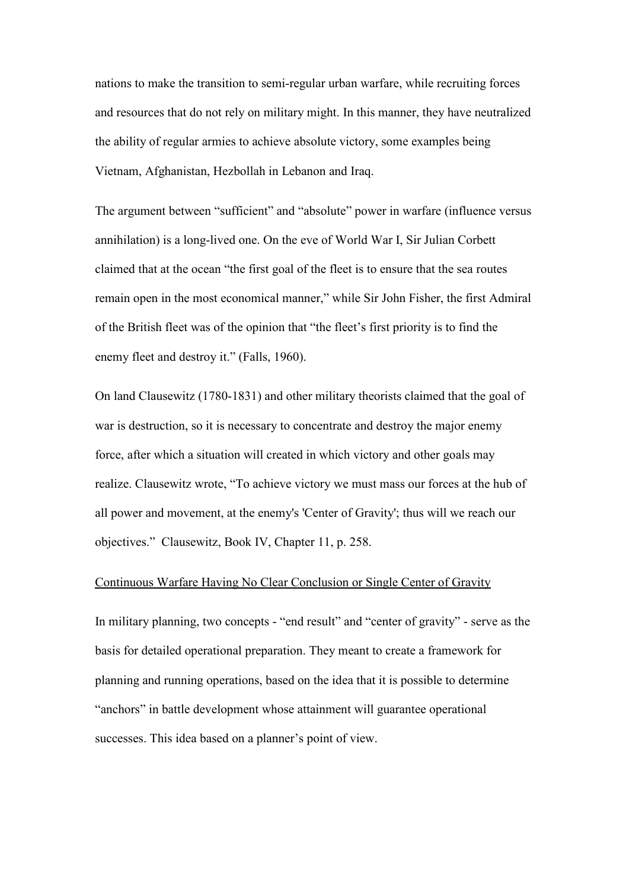nations to make the transition to semi-regular urban warfare, while recruiting forces and resources that do not rely on military might. In this manner, they have neutralized the ability of regular armies to achieve absolute victory, some examples being Vietnam, Afghanistan, Hezbollah in Lebanon and Iraq.

The argument between "sufficient" and "absolute" power in warfare (influence versus annihilation) is a long-lived one. On the eve of World War I, Sir Julian Corbett claimed that at the ocean "the first goal of the fleet is to ensure that the sea routes remain open in the most economical manner," while Sir John Fisher, the first Admiral of the British fleet was of the opinion that "the fleet's first priority is to find the enemy fleet and destroy it." (Falls, 1960).

On land Clausewitz (1780-1831) and other military theorists claimed that the goal of war is destruction, so it is necessary to concentrate and destroy the major enemy force, after which a situation will created in which victory and other goals may realize. Clausewitz wrote, "To achieve victory we must mass our forces at the hub of all power and movement, at the enemy's 'Center of Gravity'; thus will we reach our objectives." Clausewitz, Book IV, Chapter 11, p. 258.

<u>Continuous Warfare Having No Clear Conclusion or Single Center of Gravity</u>

In military planning, two concepts - "end result" and "center of gravity" - serve as the basis for detailed operational preparation. They meant to create a framework for planning and running operations, based on the idea that it is possible to determine "anchors" in battle development whose attainment will guarantee operational successes. This idea based on a planner's point of view.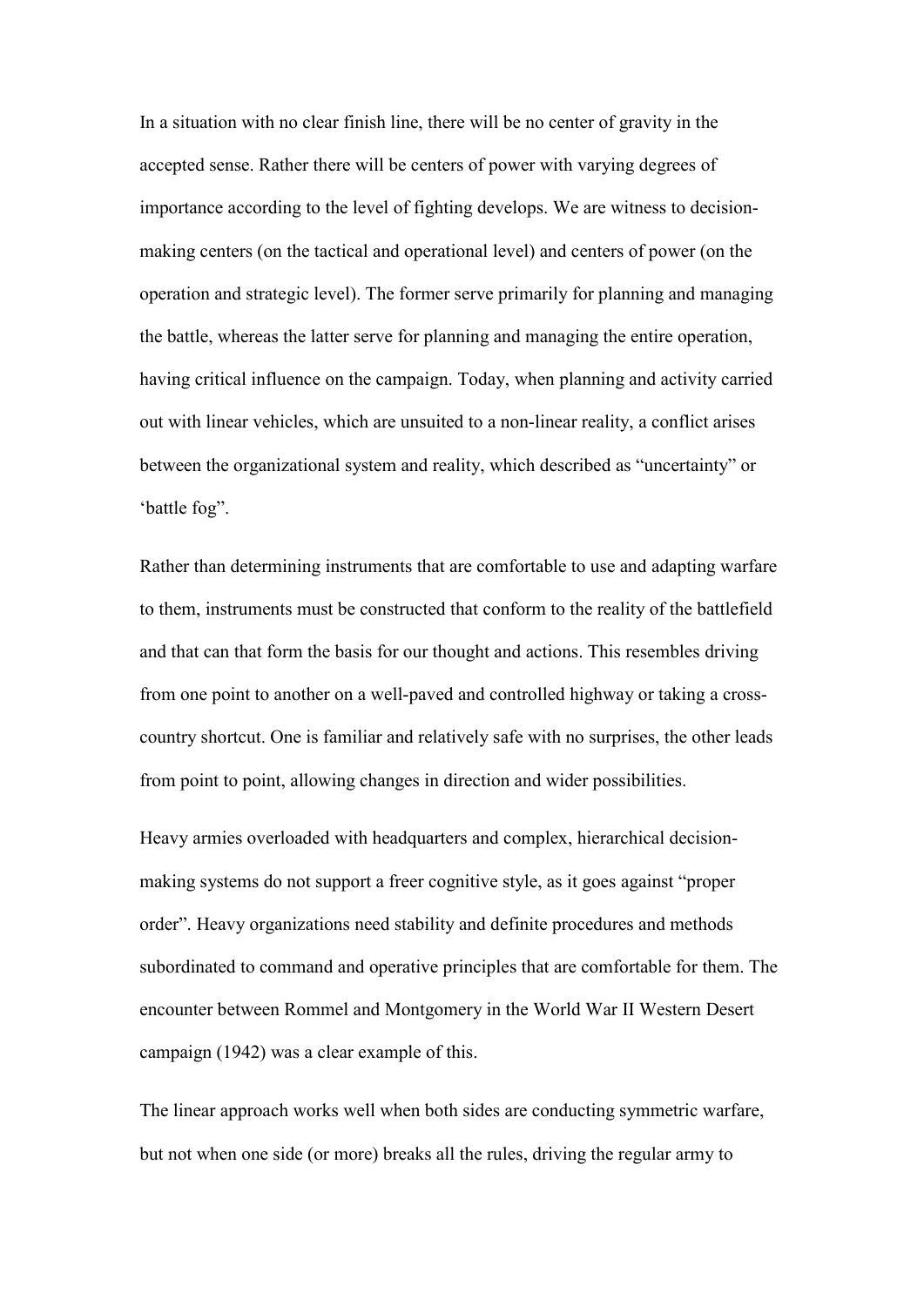In a situation with no clear finish line, there will be no center of gravity in the accepted sense. Rather there will be centers of power with varying degrees of importance according to the level of fighting develops. We are witness to decision-making centers (on the tactical and operational level) and centers of power (on the operation and strategic level). The former serve primarily for planning and managing the battle, whereas the latter serve for planning and managing the entire operation, having critical influence on the campaign. Today, when planning and activity carried out with linear vehicles, which are unsuited to a non-linear reality, a conflict arises between the organizational system and reality, which described as "uncertainty" or 'battle fog".

Rather than determining instruments that are comfortable to use and adapting warfare to them, instruments must be constructed that conform to the reality of the battlefield and that can that form the basis for our thought and actions. This resembles driving from one point to another on a well-paved and controlled highway or taking a cross-country shortcut. One is familiar and relatively safe with no surprises, the other leads from point to point, allowing changes in direction and wider possibilities.

Heavy armies overloaded with headquarters and complex, hierarchical decision-making systems do not support a freer cognitive style, as it goes against "proper order". Heavy organizations need stability and definite procedures and methods subordinated to command and operative principles that are comfortable for them. The encounter between Rommel and Montgomery in the World War II Western Desert campaign (1942) was a clear example of this.

The linear approach works well when both sides are conducting symmetric warfare, but not when one side (or more) breaks all the rules, driving the regular army to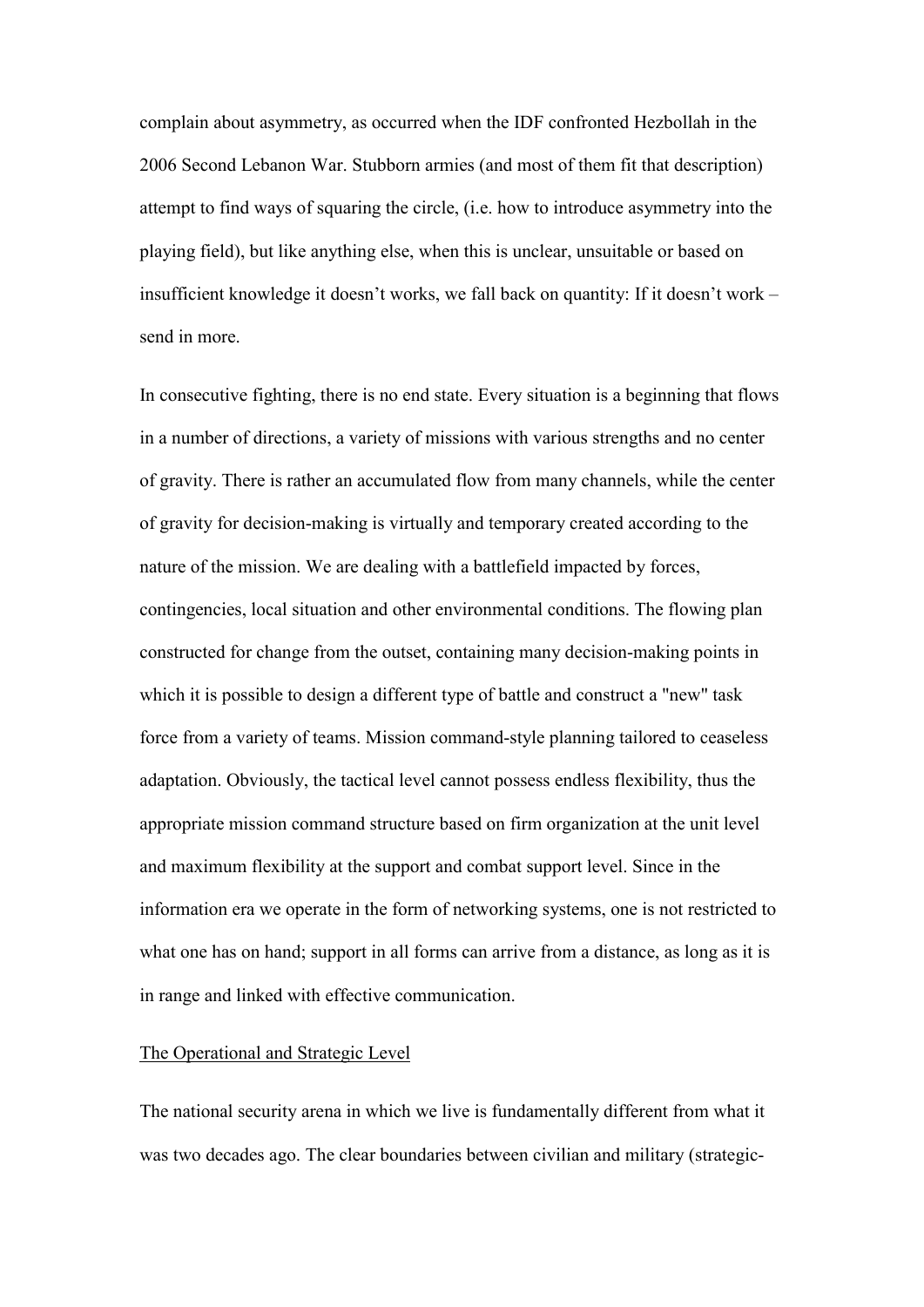complain about asymmetry, as occurred when the IDF confronted Hezbollah in the 2006 Second Lebanon War. Stubborn armies (and most of them fit that description) attempt to find ways of squaring the circle, (i.e. how to introduce asymmetry into the playing field), but like anything else, when this is unclear, unsuitable or based on insufficient knowledge it doesn't works, we fall back on quantity: If it doesn't work – send in more.

In consecutive fighting, there is no end state. Every situation is a beginning that flows in a number of directions, a variety of missions with various strengths and no center of gravity. There is rather an accumulated flow from many channels, while the center of gravity for decision-making is virtually and temporary created according to the nature of the mission. We are dealing with a battlefield impacted by forces, contingencies, local situation and other environmental conditions. The flowing plan constructed for change from the outset, containing many decision-making points in which it is possible to design a different type of battle and construct a "new" task force from a variety of teams. Mission command-style planning tailored to ceaseless adaptation. Obviously, the tactical level cannot possess endless flexibility, thus the appropriate mission command structure based on firm organization at the unit level and maximum flexibility at the support and combat support level. Since in the information era we operate in the form of networking systems, one is not restricted to what one has on hand; support in all forms can arrive from a distance, as long as it is in range and linked with effective communication.

<u>The Operational and Strategic Level</u>

The national security arena in which we live is fundamentally different from what it was two decades ago. The clear boundaries between civilian and military (strategic-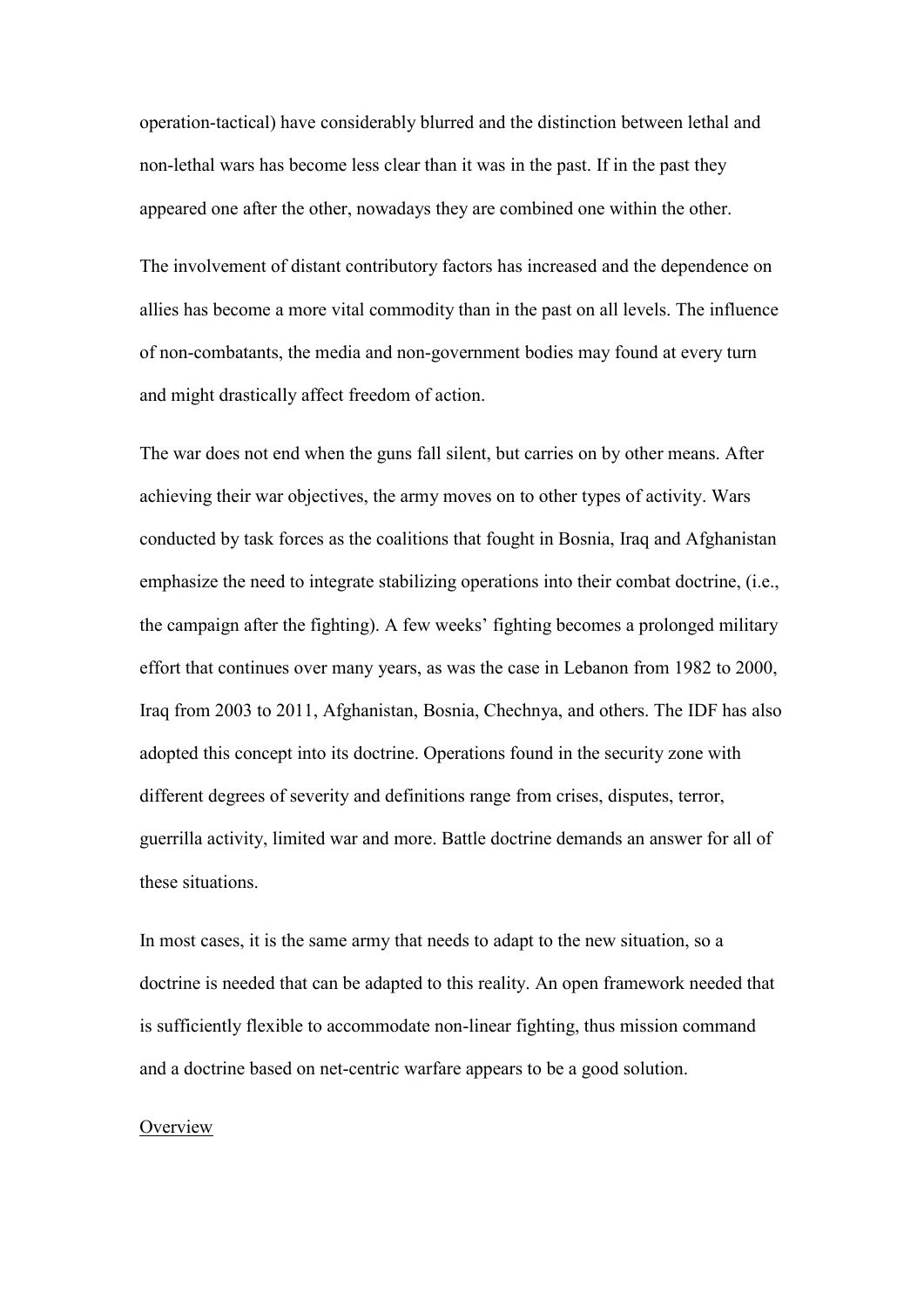operation-tactical) have considerably blurred and the distinction between lethal and non-lethal wars has become less clear than it was in the past. If in the past they appeared one after the other, nowadays they are combined one within the other.

The involvement of distant contributory factors has increased and the dependence on allies has become a more vital commodity than in the past on all levels. The influence of non-combatants, the media and non-government bodies may found at every turn and might drastically affect freedom of action.

The war does not end when the guns fall silent, but carries on by other means. After achieving their war objectives, the army moves on to other types of activity. Wars conducted by task forces as the coalitions that fought in Bosnia, Iraq and Afghanistan emphasize the need to integrate stabilizing operations into their combat doctrine, (i.e., the campaign after the fighting). A few weeks' fighting becomes a prolonged military effort that continues over many years, as was the case in Lebanon from 1982 to 2000, Iraq from 2003 to 2011, Afghanistan, Bosnia, Chechnya, and others. The IDF has also adopted this concept into its doctrine. Operations found in the security zone with different degrees of severity and definitions range from crises, disputes, terror, guerrilla activity, limited war and more. Battle doctrine demands an answer for all of these situations.

In most cases, it is the same army that needs to adapt to the new situation, so a doctrine is needed that can be adapted to this reality. An open framework needed that is sufficiently flexible to accommodate non-linear fighting, thus mission command and a doctrine based on net-centric warfare appears to be a good solution.

<u>Overview</u>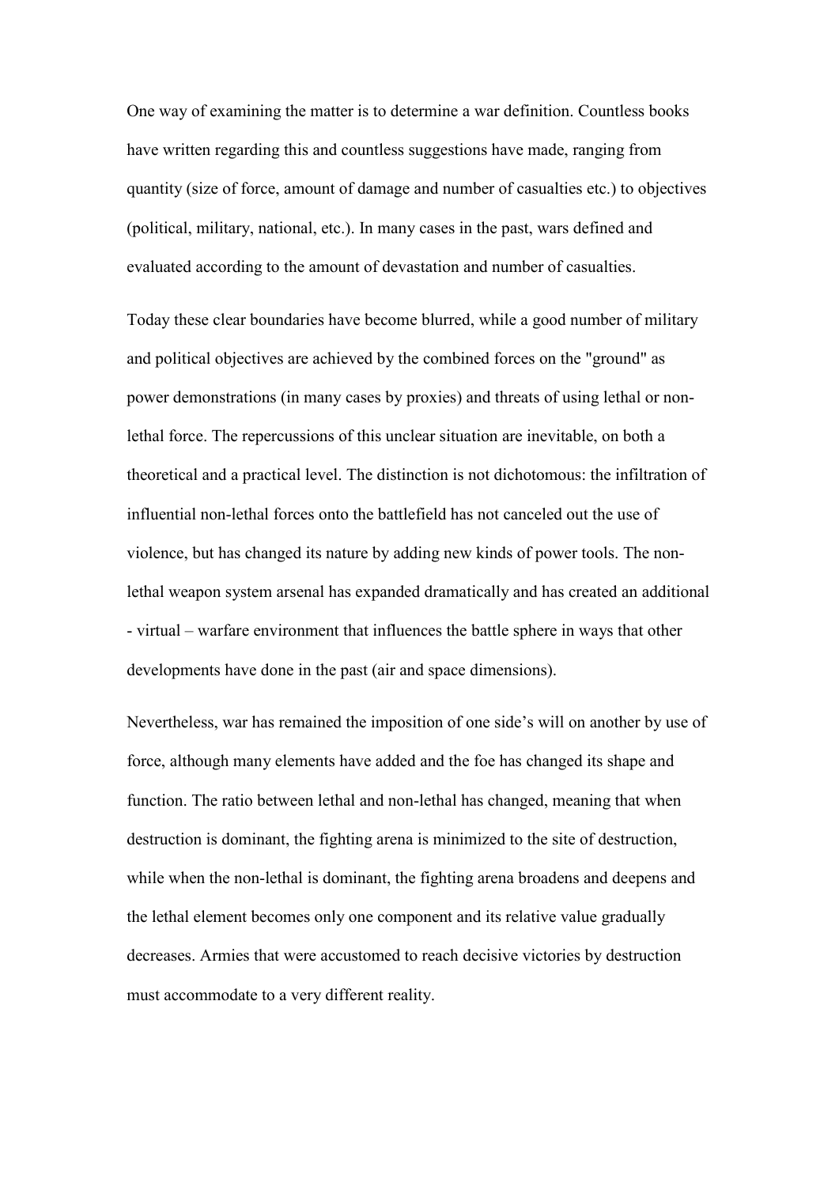One way of examining the matter is to determine a war definition. Countless books have written regarding this and countless suggestions have made, ranging from quantity (size of force, amount of damage and number of casualties etc.) to objectives (political, military, national, etc.). In many cases in the past, wars defined and evaluated according to the amount of devastation and number of casualties.

Today these clear boundaries have become blurred, while a good number of military and political objectives are achieved by the combined forces on the "ground" as power demonstrations (in many cases by proxies) and threats of using lethal or non-lethal force. The repercussions of this unclear situation are inevitable, on both a theoretical and a practical level. The distinction is not dichotomous: the infiltration of influential non-lethal forces onto the battlefield has not canceled out the use of violence, but has changed its nature by adding new kinds of power tools. The non-lethal weapon system arsenal has expanded dramatically and has created an additional - virtual – warfare environment that influences the battle sphere in ways that other developments have done in the past (air and space dimensions).

Nevertheless, war has remained the imposition of one side's will on another by use of force, although many elements have added and the foe has changed its shape and function. The ratio between lethal and non-lethal has changed, meaning that when destruction is dominant, the fighting arena is minimized to the site of destruction, while when the non-lethal is dominant, the fighting arena broadens and deepens and the lethal element becomes only one component and its relative value gradually decreases. Armies that were accustomed to reach decisive victories by destruction must accommodate to a very different reality.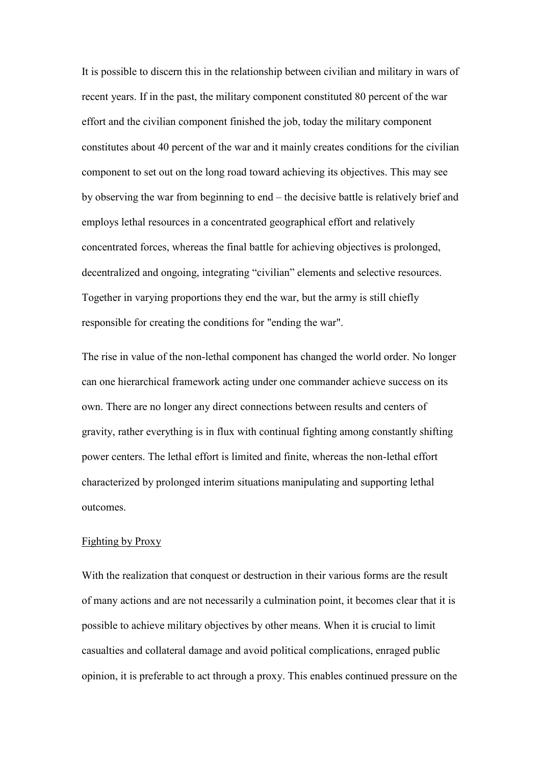It is possible to discern this in the relationship between civilian and military in wars of recent years. If in the past, the military component constituted 80 percent of the war effort and the civilian component finished the job, today the military component constitutes about 40 percent of the war and it mainly creates conditions for the civilian component to set out on the long road toward achieving its objectives. This may see by observing the war from beginning to end – the decisive battle is relatively brief and employs lethal resources in a concentrated geographical effort and relatively concentrated forces, whereas the final battle for achieving objectives is prolonged, decentralized and ongoing, integrating "civilian" elements and selective resources. Together in varying proportions they end the war, but the army is still chiefly responsible for creating the conditions for "ending the war".

The rise in value of the non-lethal component has changed the world order. No longer can one hierarchical framework acting under one commander achieve success on its own. There are no longer any direct connections between results and centers of gravity, rather everything is in flux with continual fighting among constantly shifting power centers. The lethal effort is limited and finite, whereas the non-lethal effort characterized by prolonged interim situations manipulating and supporting lethal outcomes.

<u>Fighting by Proxy</u>

With the realization that conquest or destruction in their various forms are the result of many actions and are not necessarily a culmination point, it becomes clear that it is possible to achieve military objectives by other means. When it is crucial to limit casualties and collateral damage and avoid political complications, enraged public opinion, it is preferable to act through a proxy. This enables continued pressure on the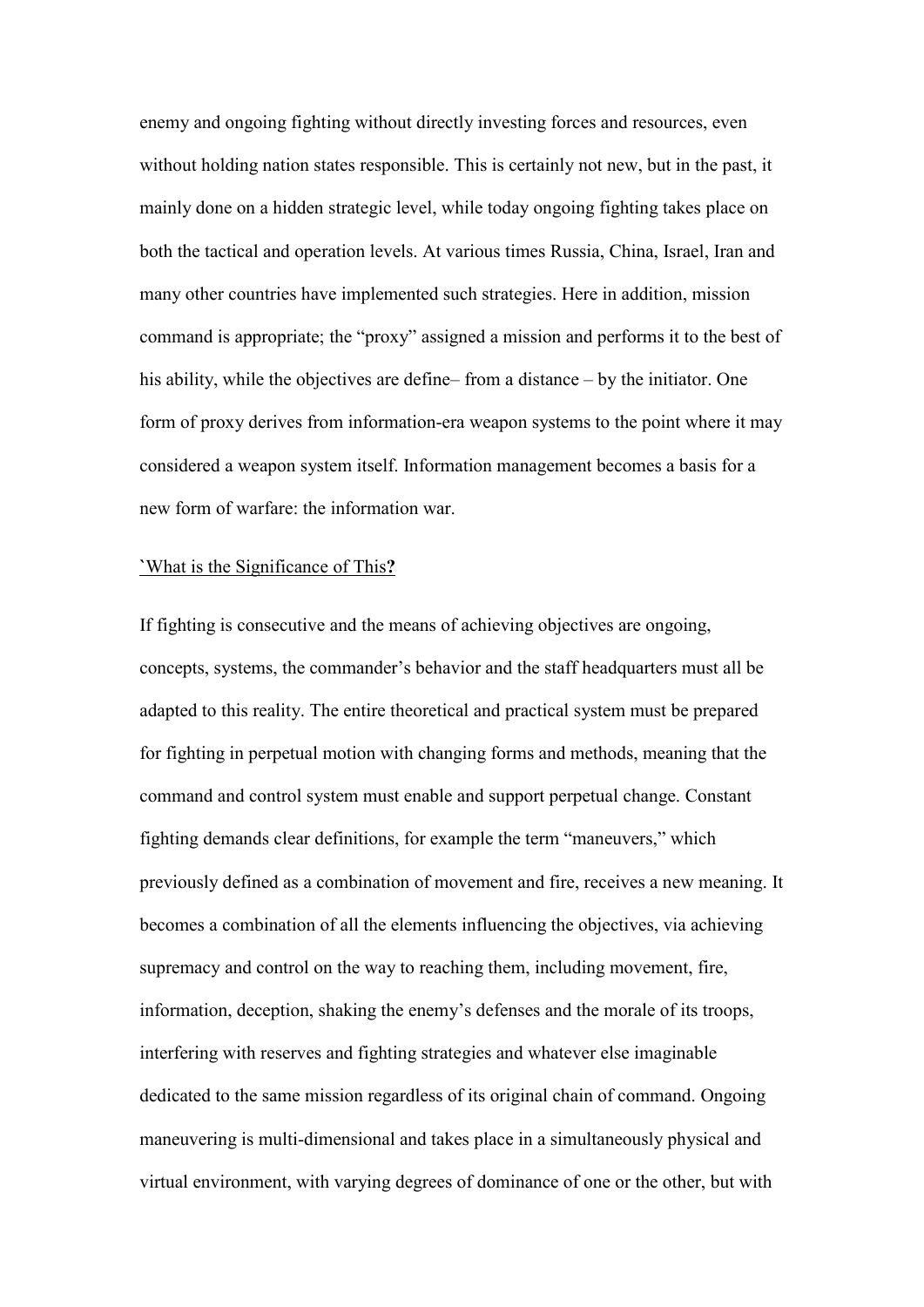enemy and ongoing fighting without directly investing forces and resources, even without holding nation states responsible. This is certainly not new, but in the past, it mainly done on a hidden strategic level, while today ongoing fighting takes place on both the tactical and operation levels. At various times Russia, China, Israel, Iran and many other countries have implemented such strategies. Here in addition, mission command is appropriate; the "proxy" assigned a mission and performs it to the best of his ability, while the objectives are define– from a distance – by the initiator. One form of proxy derives from information-era weapon systems to the point where it may considered a weapon system itself. Information management becomes a basis for a new form of warfare: the information war.

`What is the Significance of This**?**

If fighting is consecutive and the means of achieving objectives are ongoing, concepts, systems, the commander's behavior and the staff headquarters must all be adapted to this reality. The entire theoretical and practical system must be prepared for fighting in perpetual motion with changing forms and methods, meaning that the command and control system must enable and support perpetual change. Constant fighting demands clear definitions, for example the term "maneuvers," which previously defined as a combination of movement and fire, receives a new meaning. It becomes a combination of all the elements influencing the objectives, via achieving supremacy and control on the way to reaching them, including movement, fire, information, deception, shaking the enemy's defenses and the morale of its troops, interfering with reserves and fighting strategies and whatever else imaginable dedicated to the same mission regardless of its original chain of command. Ongoing maneuvering is multi-dimensional and takes place in a simultaneously physical and virtual environment, with varying degrees of dominance of one or the other, but with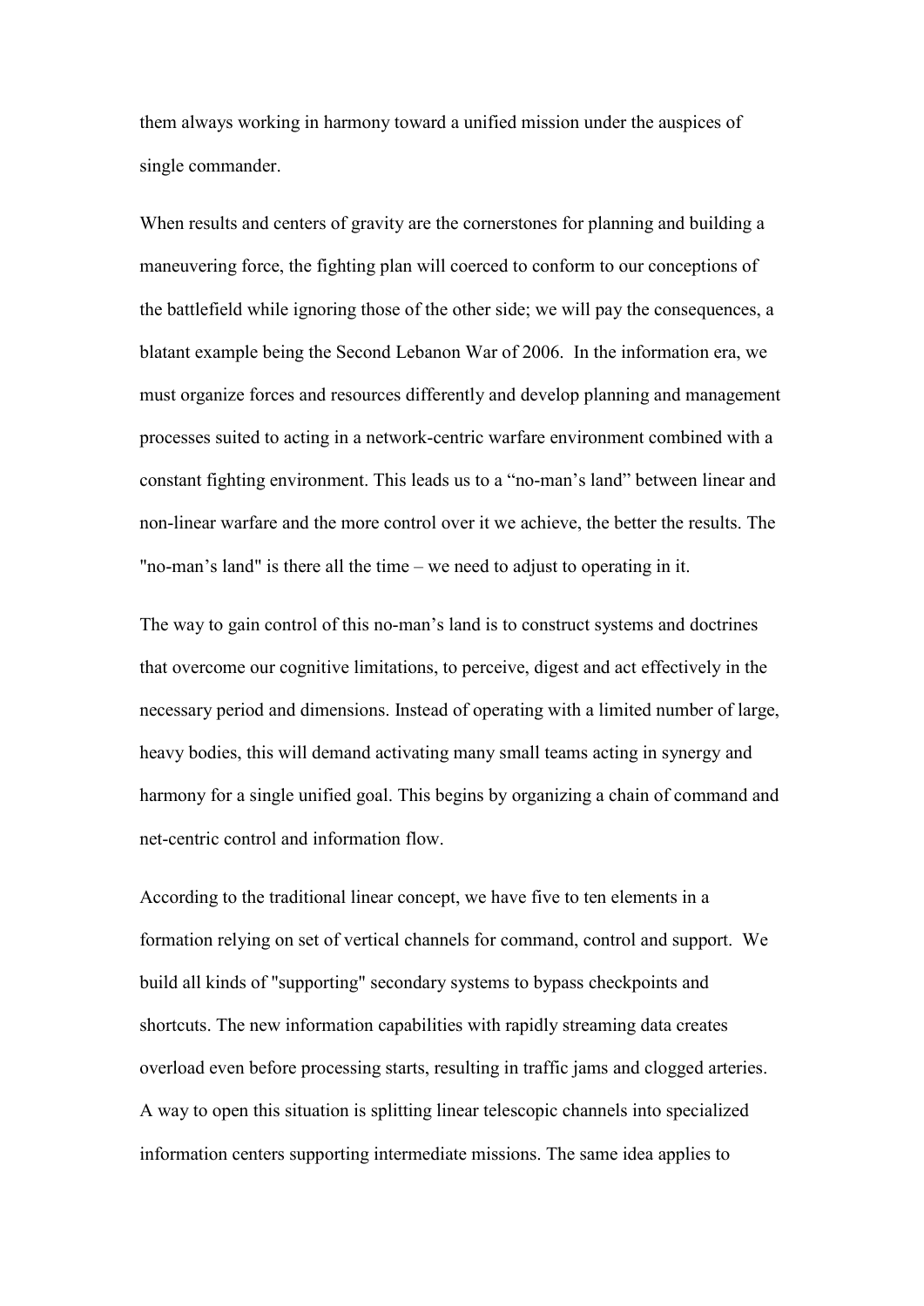them always working in harmony toward a unified mission under the auspices of single commander.

When results and centers of gravity are the cornerstones for planning and building a maneuvering force, the fighting plan will coerced to conform to our conceptions of the battlefield while ignoring those of the other side; we will pay the consequences, a blatant example being the Second Lebanon War of 2006. In the information era, we must organize forces and resources differently and develop planning and management processes suited to acting in a network-centric warfare environment combined with a constant fighting environment. This leads us to a “no-man’s land” between linear and non-linear warfare and the more control over it we achieve, the better the results. The "no-man’s land" is there all the time – we need to adjust to operating in it.

The way to gain control of this no-man’s land is to construct systems and doctrines that overcome our cognitive limitations, to perceive, digest and act effectively in the necessary period and dimensions. Instead of operating with a limited number of large, heavy bodies, this will demand activating many small teams acting in synergy and harmony for a single unified goal. This begins by organizing a chain of command and net-centric control and information flow.

According to the traditional linear concept, we have five to ten elements in a formation relying on set of vertical channels for command, control and support. We build all kinds of "supporting" secondary systems to bypass checkpoints and shortcuts. The new information capabilities with rapidly streaming data creates overload even before processing starts, resulting in traffic jams and clogged arteries. A way to open this situation is splitting linear telescopic channels into specialized information centers supporting intermediate missions. The same idea applies to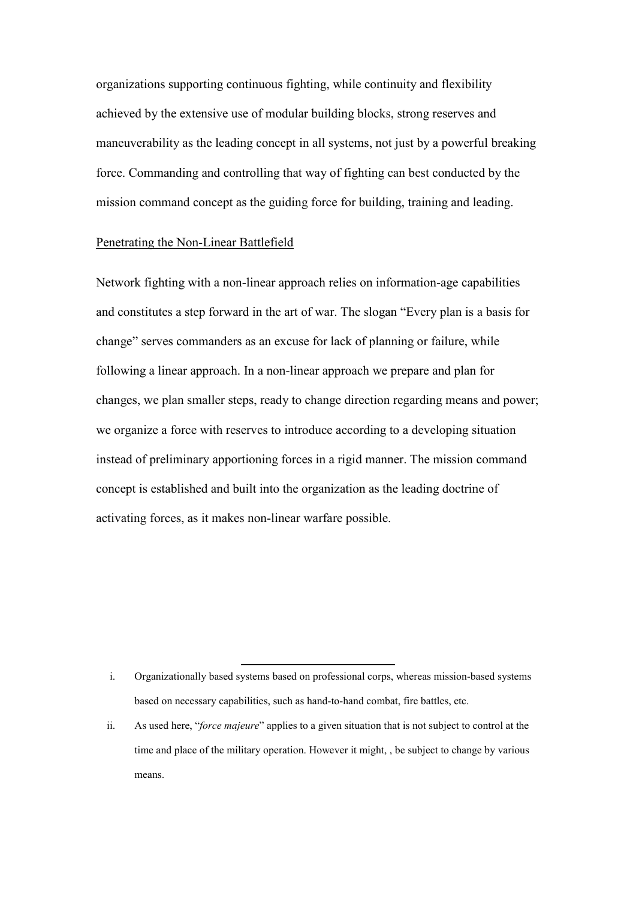organizations supporting continuous fighting, while continuity and flexibility achieved by the extensive use of modular building blocks, strong reserves and maneuverability as the leading concept in all systems, not just by a powerful breaking force. Commanding and controlling that way of fighting can best conducted by the mission command concept as the guiding force for building, training and leading.

<u>Penetrating the Non-Linear Battlefield</u>

Network fighting with a non-linear approach relies on information-age capabilities and constitutes a step forward in the art of war. The slogan "Every plan is a basis for change" serves commanders as an excuse for lack of planning or failure, while following a linear approach. In a non-linear approach we prepare and plan for changes, we plan smaller steps, ready to change direction regarding means and power; we organize a force with reserves to introduce according to a developing situation instead of preliminary apportioning forces in a rigid manner. The mission command concept is established and built into the organization as the leading doctrine of activating forces, as it makes non-linear warfare possible.

---

i. Organizationally based systems based on professional corps, whereas mission-based systems based on necessary capabilities, such as hand-to-hand combat, fire battles, etc.

ii. As used here, "*force majeure*" applies to a given situation that is not subject to control at the time and place of the military operation. However it might, , be subject to change by various means.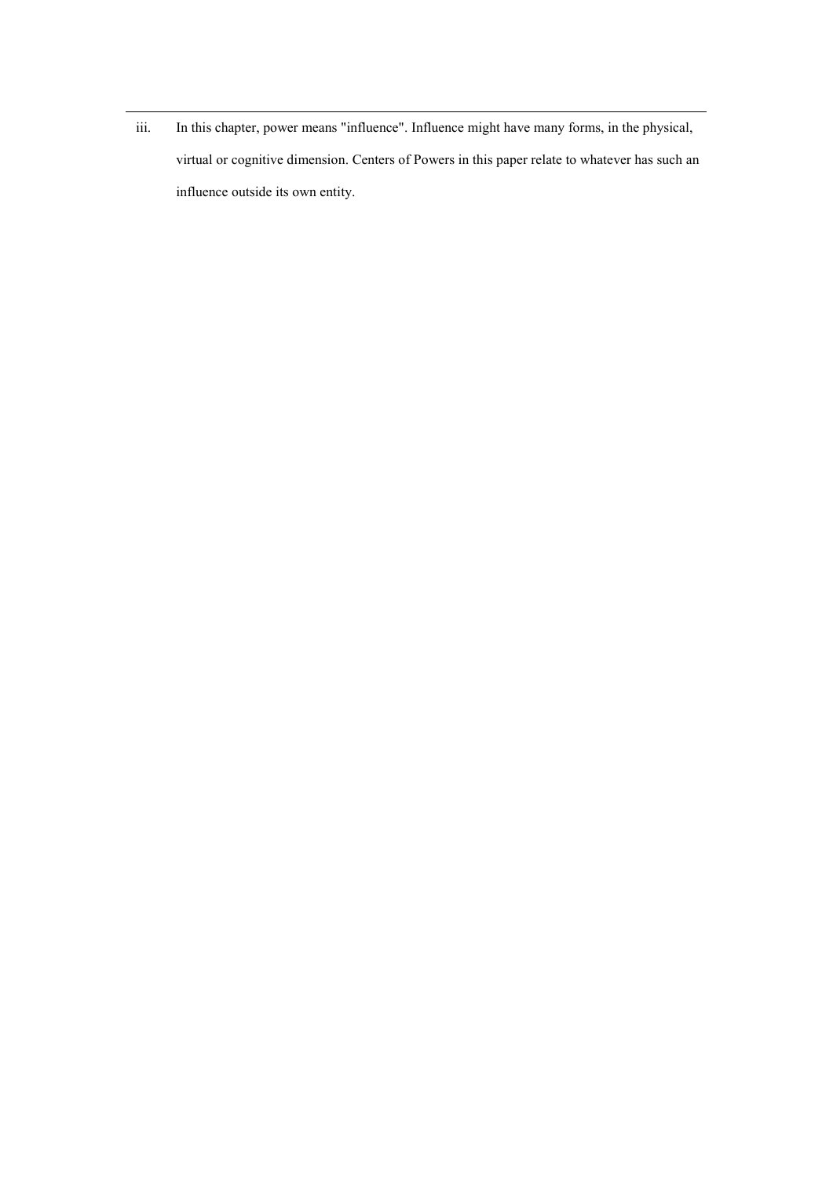iii. In this chapter, power means "influence". Influence might have many forms, in the physical, virtual or cognitive dimension. Centers of Powers in this paper relate to whatever has such an influence outside its own entity.